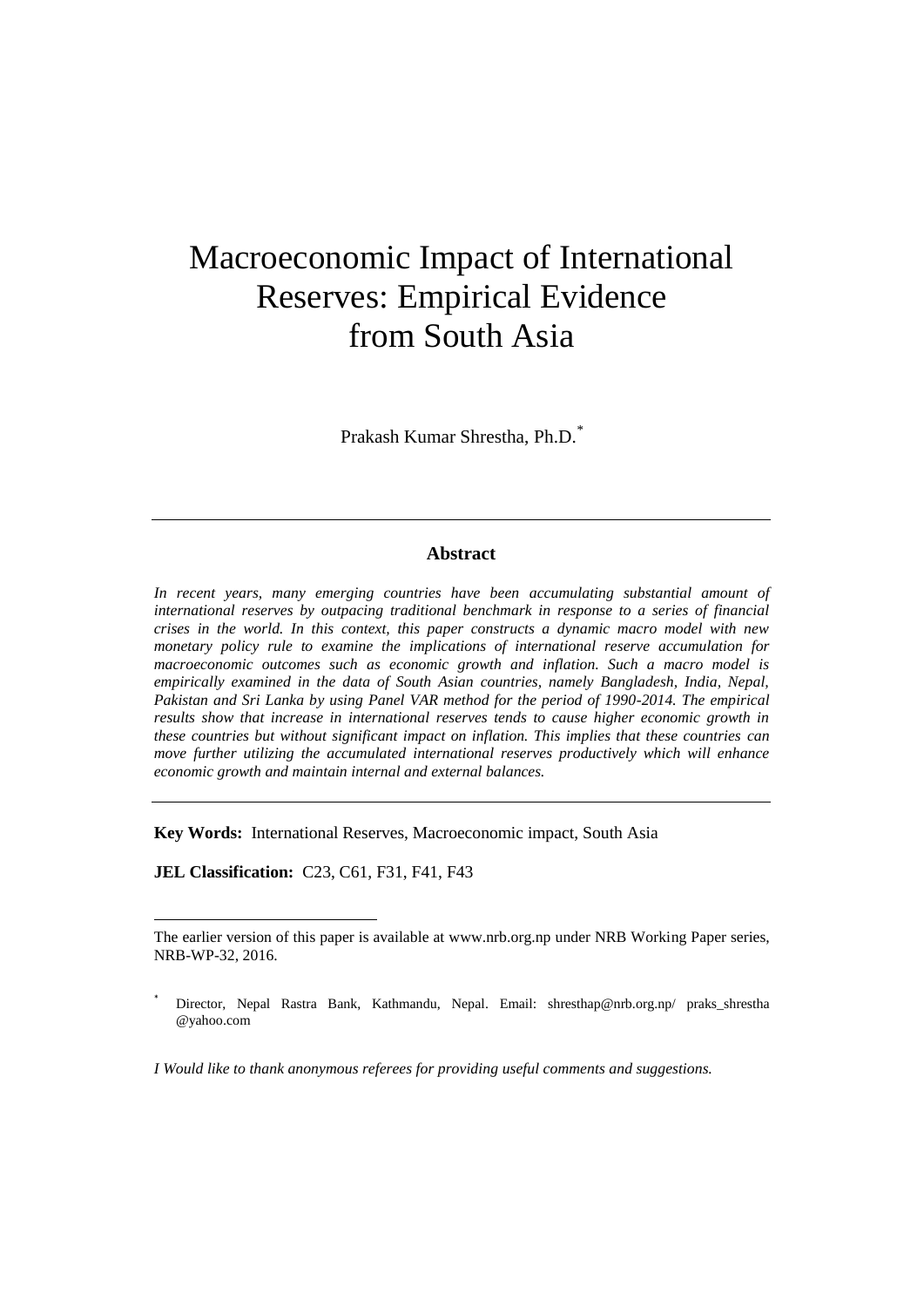# Macroeconomic Impact of International Reserves: Empirical Evidence from South Asia

Prakash Kumar Shrestha, Ph.D.*

## Abstract

*In recent years, many emerging countries have been accumulating substantial amount of international reserves by outpacing traditional benchmark in response to a series of financial crises in the world. In this context, this paper constructs a dynamic macro model with new monetary policy rule to examine the implications of international reserve accumulation for macroeconomic outcomes such as economic growth and inflation. Such a macro model is empirically examined in the data of South Asian countries, namely Bangladesh, India, Nepal, Pakistan and Sri Lanka by using Panel VAR method for the period of 1990-2014. The empirical results show that increase in international reserves tends to cause higher economic growth in these countries but without significant impact on inflation. This implies that these countries can move further utilizing the accumulated international reserves productively which will enhance economic growth and maintain internal and external balances.*

**Key Words:** International Reserves, Macroeconomic impact, South Asia

**JEL Classification:** C23, C61, F31, F41, F43

---

The earlier version of this paper is available at www.nrb.org.np under NRB Working Paper series, NRB-WP-32, 2016.

* Director, Nepal Rastra Bank, Kathmandu, Nepal. Email: shresthap@nrb.org.np/ praks_shrestha @yahoo.com

*I Would like to thank anonymous referees for providing useful comments and suggestions.*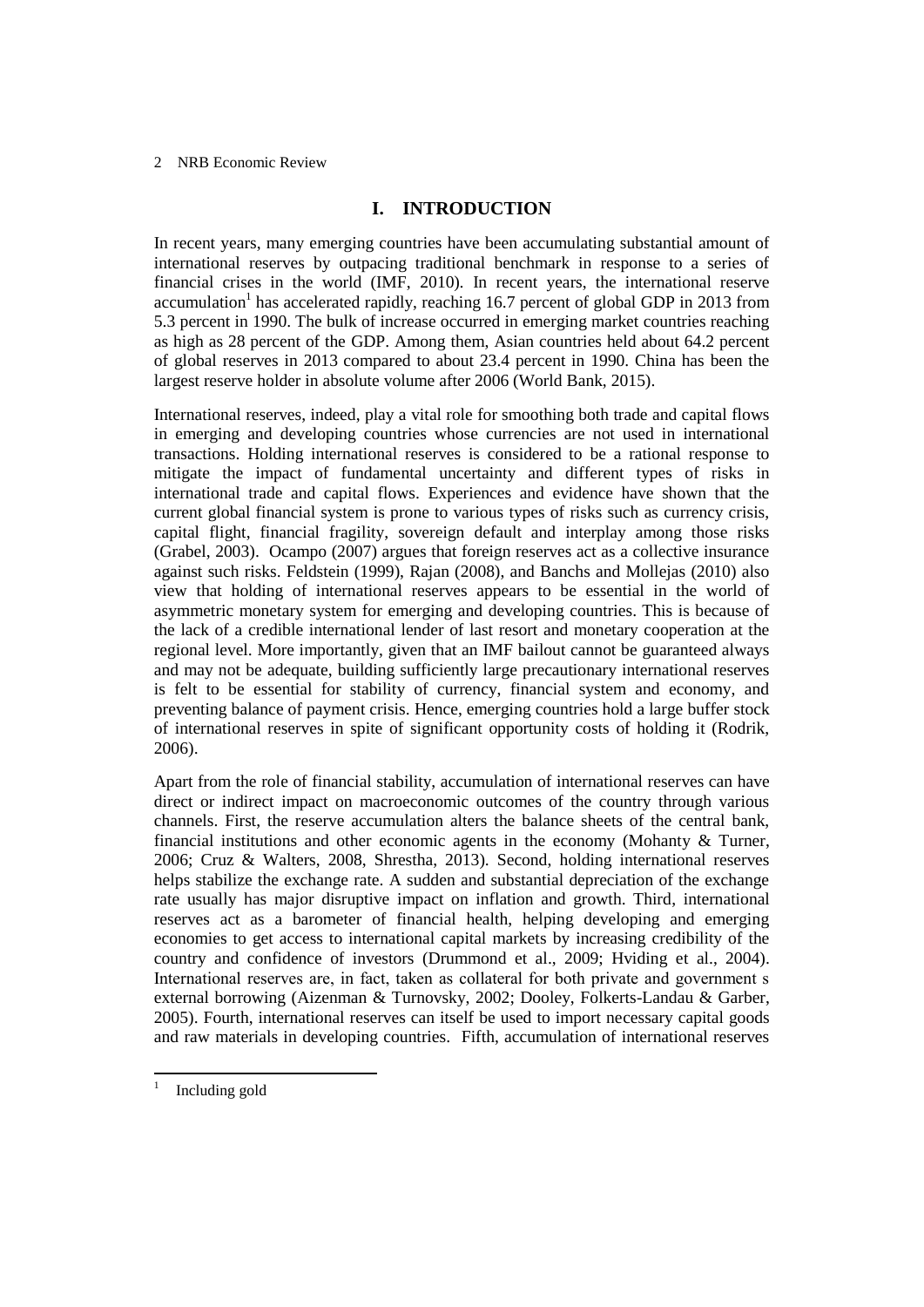# I. INTRODUCTION

In recent years, many emerging countries have been accumulating substantial amount of international reserves by outpacing traditional benchmark in response to a series of financial crises in the world (IMF, 2010). In recent years, the international reserve accumulation[1] has accelerated rapidly, reaching 16.7 percent of global GDP in 2013 from 5.3 percent in 1990. The bulk of increase occurred in emerging market countries reaching as high as 28 percent of the GDP. Among them, Asian countries held about 64.2 percent of global reserves in 2013 compared to about 23.4 percent in 1990. China has been the largest reserve holder in absolute volume after 2006 (World Bank, 2015).

International reserves, indeed, play a vital role for smoothing both trade and capital flows in emerging and developing countries whose currencies are not used in international transactions. Holding international reserves is considered to be a rational response to mitigate the impact of fundamental uncertainty and different types of risks in international trade and capital flows. Experiences and evidence have shown that the current global financial system is prone to various types of risks such as currency crisis, capital flight, financial fragility, sovereign default and interplay among those risks (Grabel, 2003). Ocampo (2007) argues that foreign reserves act as a collective insurance against such risks. Feldstein (1999), Rajan (2008), and Banchs and Mollejas (2010) also view that holding of international reserves appears to be essential in the world of asymmetric monetary system for emerging and developing countries. This is because of the lack of a credible international lender of last resort and monetary cooperation at the regional level. More importantly, given that an IMF bailout cannot be guaranteed always and may not be adequate, building sufficiently large precautionary international reserves is felt to be essential for stability of currency, financial system and economy, and preventing balance of payment crisis. Hence, emerging countries hold a large buffer stock of international reserves in spite of significant opportunity costs of holding it (Rodrik, 2006).

Apart from the role of financial stability, accumulation of international reserves can have direct or indirect impact on macroeconomic outcomes of the country through various channels. First, the reserve accumulation alters the balance sheets of the central bank, financial institutions and other economic agents in the economy (Mohanty & Turner, 2006; Cruz & Walters, 2008, Shrestha, 2013). Second, holding international reserves helps stabilize the exchange rate. A sudden and substantial depreciation of the exchange rate usually has major disruptive impact on inflation and growth. Third, international reserves act as a barometer of financial health, helping developing and emerging economies to get access to international capital markets by increasing credibility of the country and confidence of investors (Drummond et al., 2009; Hviding et al., 2004). International reserves are, in fact, taken as collateral for both private and government s external borrowing (Aizenman & Turnovsky, 2002; Dooley, Folkerts-Landau & Garber, 2005). Fourth, international reserves can itself be used to import necessary capital goods and raw materials in developing countries. Fifth, accumulation of international reserves

[1] Including gold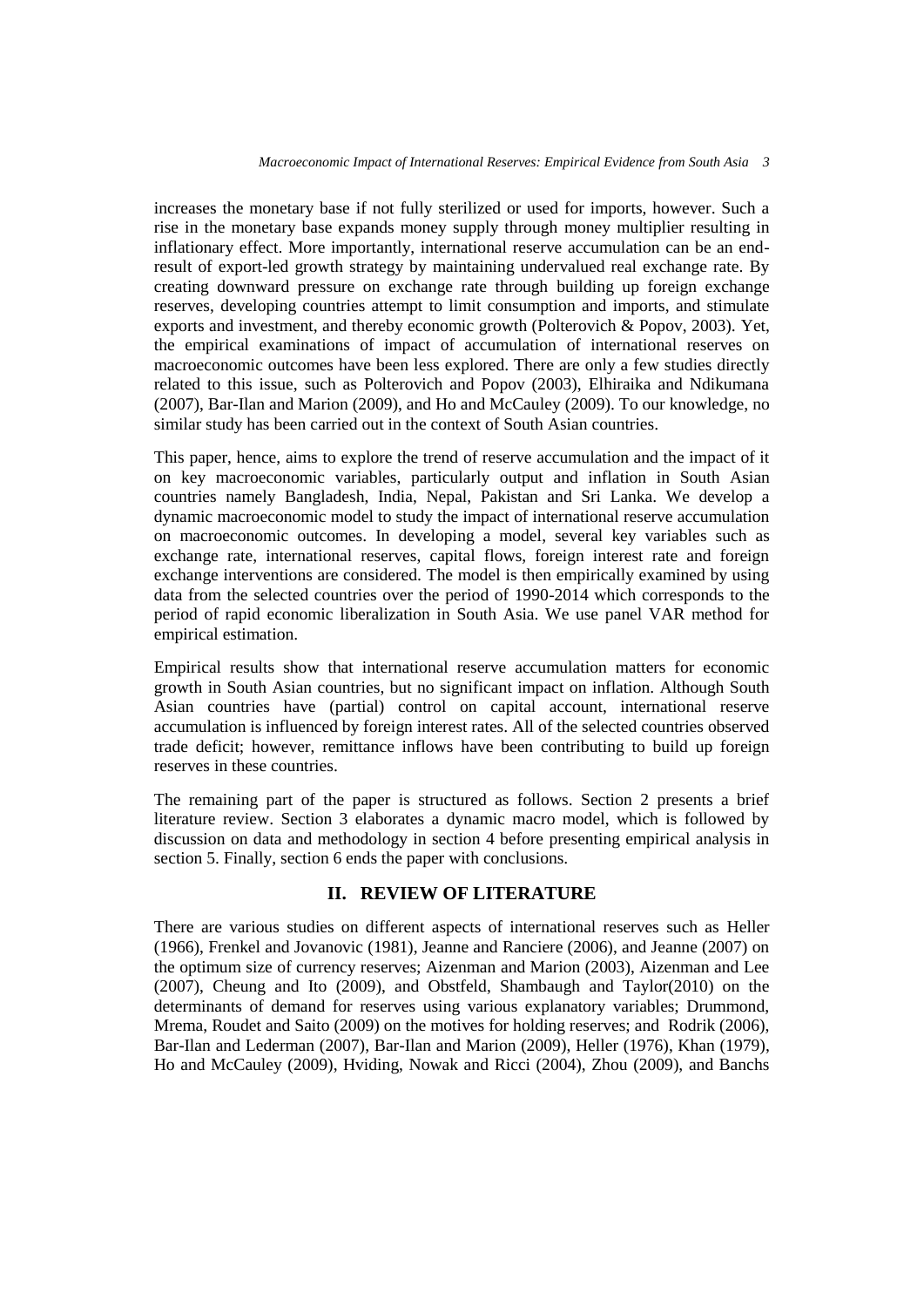increases the monetary base if not fully sterilized or used for imports, however. Such a rise in the monetary base expands money supply through money multiplier resulting in inflationary effect. More importantly, international reserve accumulation can be an end-result of export-led growth strategy by maintaining undervalued real exchange rate. By creating downward pressure on exchange rate through building up foreign exchange reserves, developing countries attempt to limit consumption and imports, and stimulate exports and investment, and thereby economic growth (Polterovich & Popov, 2003). Yet, the empirical examinations of impact of accumulation of international reserves on macroeconomic outcomes have been less explored. There are only a few studies directly related to this issue, such as Polterovich and Popov (2003), Elhiraika and Ndikumana (2007), Bar-Ilan and Marion (2009), and Ho and McCauley (2009). To our knowledge, no similar study has been carried out in the context of South Asian countries.

This paper, hence, aims to explore the trend of reserve accumulation and the impact of it on key macroeconomic variables, particularly output and inflation in South Asian countries namely Bangladesh, India, Nepal, Pakistan and Sri Lanka. We develop a dynamic macroeconomic model to study the impact of international reserve accumulation on macroeconomic outcomes. In developing a model, several key variables such as exchange rate, international reserves, capital flows, foreign interest rate and foreign exchange interventions are considered. The model is then empirically examined by using data from the selected countries over the period of 1990-2014 which corresponds to the period of rapid economic liberalization in South Asia. We use panel VAR method for empirical estimation.

Empirical results show that international reserve accumulation matters for economic growth in South Asian countries, but no significant impact on inflation. Although South Asian countries have (partial) control on capital account, international reserve accumulation is influenced by foreign interest rates. All of the selected countries observed trade deficit; however, remittance inflows have been contributing to build up foreign reserves in these countries.

The remaining part of the paper is structured as follows. Section 2 presents a brief literature review. Section 3 elaborates a dynamic macro model, which is followed by discussion on data and methodology in section 4 before presenting empirical analysis in section 5. Finally, section 6 ends the paper with conclusions.

## II. REVIEW OF LITERATURE

There are various studies on different aspects of international reserves such as Heller (1966), Frenkel and Jovanovic (1981), Jeanne and Ranciere (2006), and Jeanne (2007) on the optimum size of currency reserves; Aizenman and Marion (2003), Aizenman and Lee (2007), Cheung and Ito (2009), and Obstfeld, Shambaugh and Taylor(2010) on the determinants of demand for reserves using various explanatory variables; Drummond, Mrema, Roudet and Saito (2009) on the motives for holding reserves; and Rodrik (2006), Bar-Ilan and Lederman (2007), Bar-Ilan and Marion (2009), Heller (1976), Khan (1979), Ho and McCauley (2009), Hviding, Nowak and Ricci (2004), Zhou (2009), and Banchs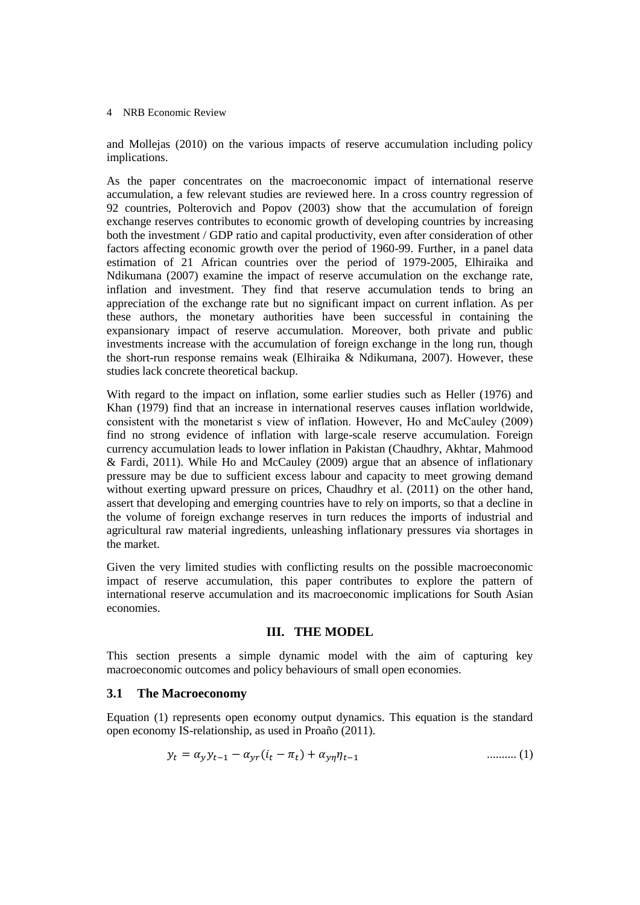and Mollejas (2010) on the various impacts of reserve accumulation including policy implications.

As the paper concentrates on the macroeconomic impact of international reserve accumulation, a few relevant studies are reviewed here. In a cross country regression of 92 countries, Polterovich and Popov (2003) show that the accumulation of foreign exchange reserves contributes to economic growth of developing countries by increasing both the investment / GDP ratio and capital productivity, even after consideration of other factors affecting economic growth over the period of 1960-99. Further, in a panel data estimation of 21 African countries over the period of 1979-2005, Elhiraika and Ndikumana (2007) examine the impact of reserve accumulation on the exchange rate, inflation and investment. They find that reserve accumulation tends to bring an appreciation of the exchange rate but no significant impact on current inflation. As per these authors, the monetary authorities have been successful in containing the expansionary impact of reserve accumulation. Moreover, both private and public investments increase with the accumulation of foreign exchange in the long run, though the short-run response remains weak (Elhiraika & Ndikumana, 2007). However, these studies lack concrete theoretical backup.

With regard to the impact on inflation, some earlier studies such as Heller (1976) and Khan (1979) find that an increase in international reserves causes inflation worldwide, consistent with the monetarist s view of inflation. However, Ho and McCauley (2009) find no strong evidence of inflation with large-scale reserve accumulation. Foreign currency accumulation leads to lower inflation in Pakistan (Chaudhry, Akhtar, Mahmood & Fardi, 2011). While Ho and McCauley (2009) argue that an absence of inflationary pressure may be due to sufficient excess labour and capacity to meet growing demand without exerting upward pressure on prices, Chaudhry et al. (2011) on the other hand, assert that developing and emerging countries have to rely on imports, so that a decline in the volume of foreign exchange reserves in turn reduces the imports of industrial and agricultural raw material ingredients, unleashing inflationary pressures via shortages in the market.

Given the very limited studies with conflicting results on the possible macroeconomic impact of reserve accumulation, this paper contributes to explore the pattern of international reserve accumulation and its macroeconomic implications for South Asian economies.

## III. THE MODEL

This section presents a simple dynamic model with the aim of capturing key macroeconomic outcomes and policy behaviours of small open economies.

### 3.1 The Macroeconomy

Equation (1) represents open economy output dynamics. This equation is the standard open economy IS-relationship, as used in Proaño (2011).

$$y_t = \alpha_y y_{t-1} - \alpha_{yr}(i_t - \pi_t) + \alpha_{y\eta}\eta_{t-1} \qquad \text{.......... (1)}$$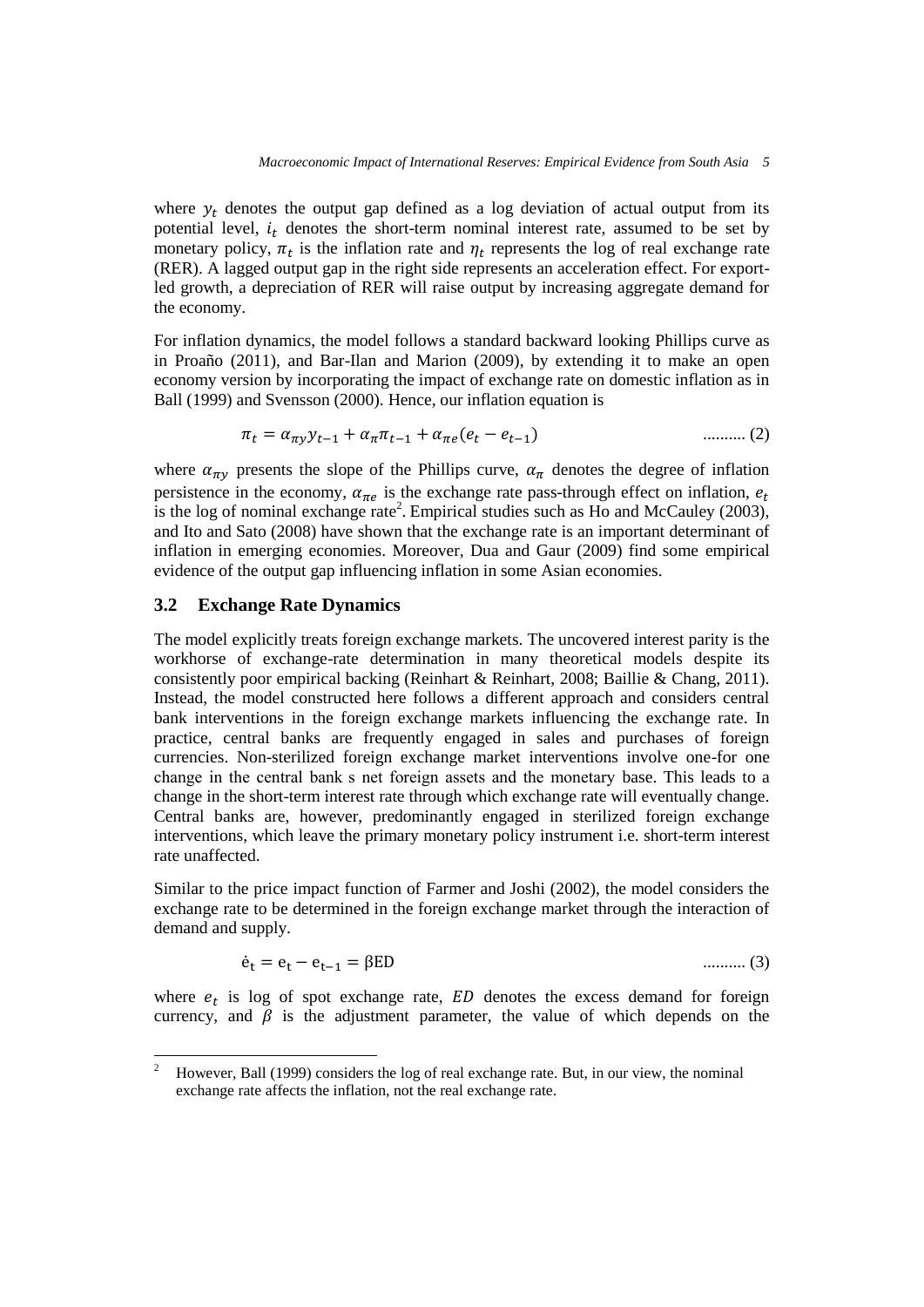where $y_t$ denotes the output gap defined as a log deviation of actual output from its potential level, $i_t$ denotes the short-term nominal interest rate, assumed to be set by monetary policy, $\pi_t$ is the inflation rate and $\eta_t$ represents the log of real exchange rate (RER). A lagged output gap in the right side represents an acceleration effect. For export-led growth, a depreciation of RER will raise output by increasing aggregate demand for the economy.

For inflation dynamics, the model follows a standard backward looking Phillips curve as in Proaño (2011), and Bar-Ilan and Marion (2009), by extending it to make an open economy version by incorporating the impact of exchange rate on domestic inflation as in Ball (1999) and Svensson (2000). Hence, our inflation equation is

$$\pi_t = \alpha_{\pi y} y_{t-1} + \alpha_{\pi} \pi_{t-1} + \alpha_{\pi e}(e_t - e_{t-1}) \qquad \text{.......... (2)}$$

where $\alpha_{\pi y}$ presents the slope of the Phillips curve, $\alpha_{\pi}$ denotes the degree of inflation persistence in the economy, $\alpha_{\pi e}$ is the exchange rate pass-through effect on inflation, $e_t$ is the log of nominal exchange rate[2]. Empirical studies such as Ho and McCauley (2003), and Ito and Sato (2008) have shown that the exchange rate is an important determinant of inflation in emerging economies. Moreover, Dua and Gaur (2009) find some empirical evidence of the output gap influencing inflation in some Asian economies.

### 3.2 Exchange Rate Dynamics

The model explicitly treats foreign exchange markets. The uncovered interest parity is the workhorse of exchange-rate determination in many theoretical models despite its consistently poor empirical backing (Reinhart & Reinhart, 2008; Baillie & Chang, 2011). Instead, the model constructed here follows a different approach and considers central bank interventions in the foreign exchange markets influencing the exchange rate. In practice, central banks are frequently engaged in sales and purchases of foreign currencies. Non-sterilized foreign exchange market interventions involve one-for one change in the central bank s net foreign assets and the monetary base. This leads to a change in the short-term interest rate through which exchange rate will eventually change. Central banks are, however, predominantly engaged in sterilized foreign exchange interventions, which leave the primary monetary policy instrument i.e. short-term interest rate unaffected.

Similar to the price impact function of Farmer and Joshi (2002), the model considers the exchange rate to be determined in the foreign exchange market through the interaction of demand and supply.

$$\dot{e}_t = e_t - e_{t-1} = \beta ED \qquad \text{.......... (3)}$$

where $e_t$ is log of spot exchange rate, $ED$ denotes the excess demand for foreign currency, and $\beta$ is the adjustment parameter, the value of which depends on the

[2] However, Ball (1999) considers the log of real exchange rate. But, in our view, the nominal exchange rate affects the inflation, not the real exchange rate.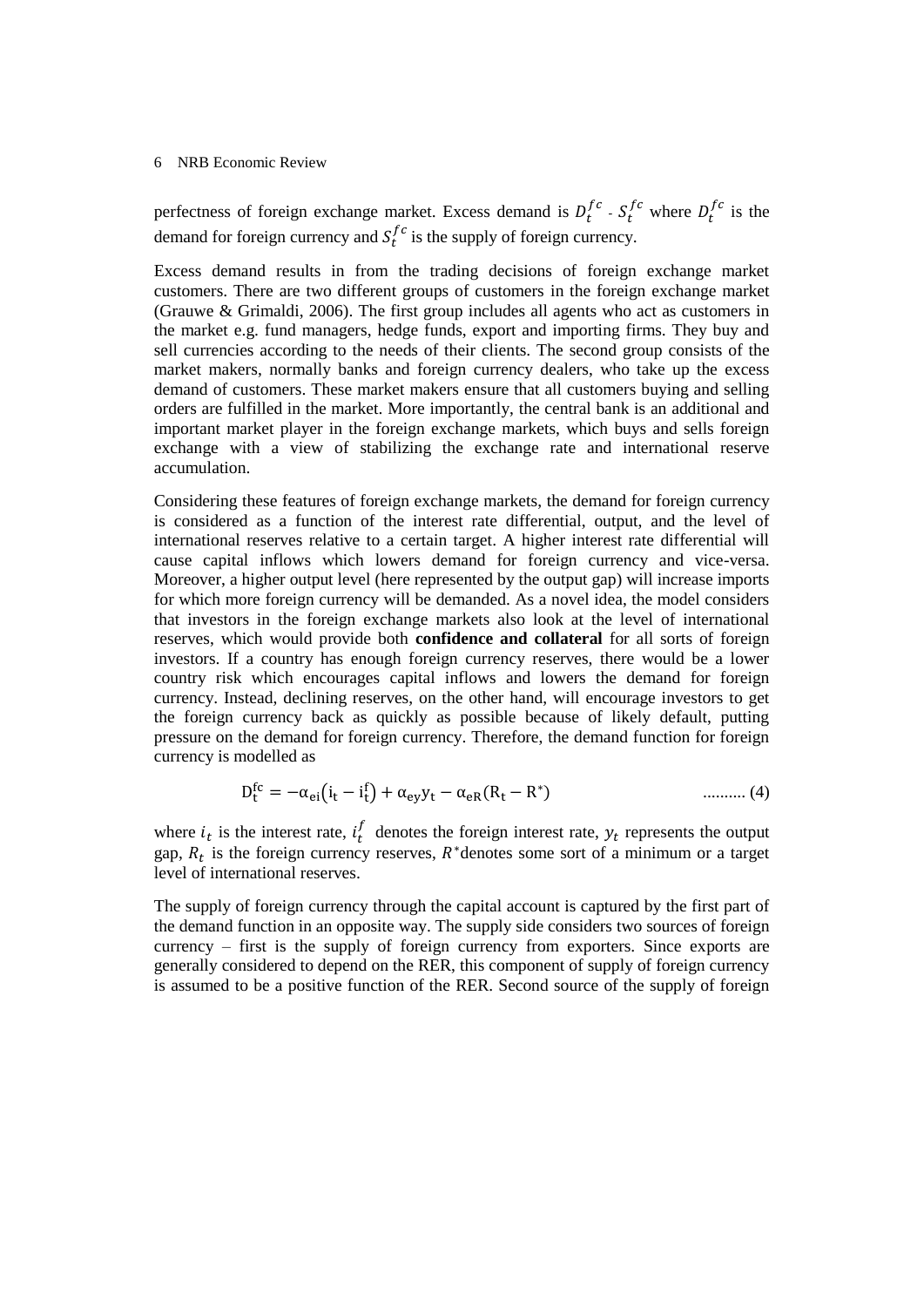perfectness of foreign exchange market. Excess demand is $D_t^{fc}$ - $S_t^{fc}$ where $D_t^{fc}$ is the demand for foreign currency and $S_t^{fc}$ is the supply of foreign currency.

Excess demand results in from the trading decisions of foreign exchange market customers. There are two different groups of customers in the foreign exchange market (Grauwe & Grimaldi, 2006). The first group includes all agents who act as customers in the market e.g. fund managers, hedge funds, export and importing firms. They buy and sell currencies according to the needs of their clients. The second group consists of the market makers, normally banks and foreign currency dealers, who take up the excess demand of customers. These market makers ensure that all customers buying and selling orders are fulfilled in the market. More importantly, the central bank is an additional and important market player in the foreign exchange markets, which buys and sells foreign exchange with a view of stabilizing the exchange rate and international reserve accumulation.

Considering these features of foreign exchange markets, the demand for foreign currency is considered as a function of the interest rate differential, output, and the level of international reserves relative to a certain target. A higher interest rate differential will cause capital inflows which lowers demand for foreign currency and vice-versa. Moreover, a higher output level (here represented by the output gap) will increase imports for which more foreign currency will be demanded. As a novel idea, the model considers that investors in the foreign exchange markets also look at the level of international reserves, which would provide both **confidence and collateral** for all sorts of foreign investors. If a country has enough foreign currency reserves, there would be a lower country risk which encourages capital inflows and lowers the demand for foreign currency. Instead, declining reserves, on the other hand, will encourage investors to get the foreign currency back as quickly as possible because of likely default, putting pressure on the demand for foreign currency. Therefore, the demand function for foreign currency is modelled as

$$D_t^{fc} = -\alpha_{ei}(i_t - i_t^f) + \alpha_{ey}y_t - \alpha_{eR}(R_t - R^*) \quad \text{.......... (4)}$$

where $i_t$ is the interest rate, $i_t^f$ denotes the foreign interest rate, $y_t$ represents the output gap, $R_t$ is the foreign currency reserves, $R^*$denotes some sort of a minimum or a target level of international reserves.

The supply of foreign currency through the capital account is captured by the first part of the demand function in an opposite way. The supply side considers two sources of foreign currency – first is the supply of foreign currency from exporters. Since exports are generally considered to depend on the RER, this component of supply of foreign currency is assumed to be a positive function of the RER. Second source of the supply of foreign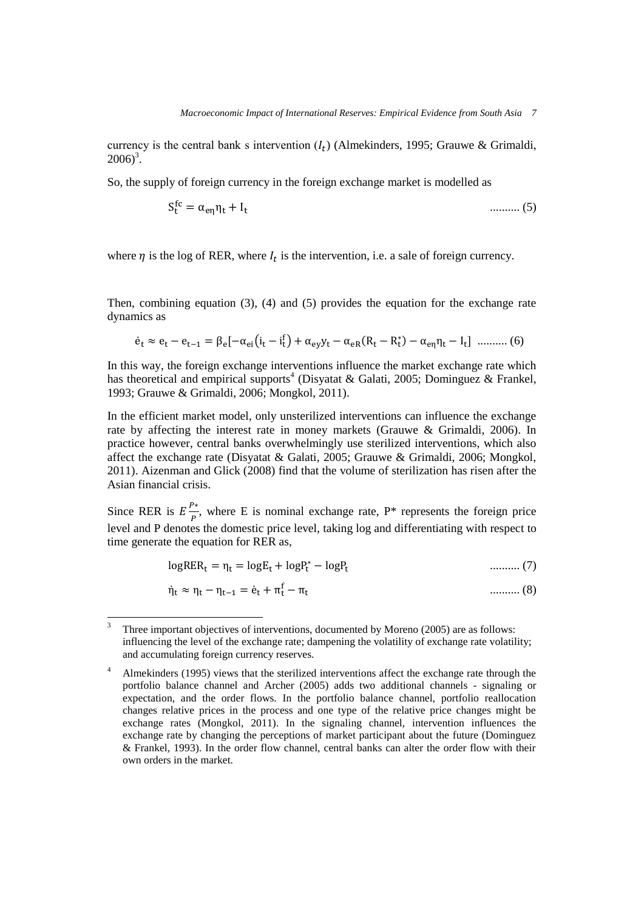currency is the central bank s intervention ($I_t$) (Almekinders, 1995; Grauwe & Grimaldi, 2006)[3].

So, the supply of foreign currency in the foreign exchange market is modelled as

$$S_t^{fc} = \alpha_{e\eta}\eta_t + I_t \quad \text{.......... (5)}$$

where $\eta$ is the log of RER, where $I_t$ is the intervention, i.e. a sale of foreign currency.

Then, combining equation (3), (4) and (5) provides the equation for the exchange rate dynamics as

$$\dot{e}_t \approx e_t - e_{t-1} = \beta_e[-\alpha_{ei}(i_t - i_t^f) + \alpha_{ey}y_t - \alpha_{eR}(R_t - R_t^*) - \alpha_{e\eta}\eta_t - I_t] \quad \text{.......... (6)}$$

In this way, the foreign exchange interventions influence the market exchange rate which has theoretical and empirical supports[4] (Disyatat & Galati, 2005; Dominguez & Frankel, 1993; Grauwe & Grimaldi, 2006; Mongkol, 2011).

In the efficient market model, only unsterilized interventions can influence the exchange rate by affecting the interest rate in money markets (Grauwe & Grimaldi, 2006). In practice however, central banks overwhelmingly use sterilized interventions, which also affect the exchange rate (Disyatat & Galati, 2005; Grauwe & Grimaldi, 2006; Mongkol, 2011). Aizenman and Glick (2008) find that the volume of sterilization has risen after the Asian financial crisis.

Since RER is $E\frac{P*}{P}$, where E is nominal exchange rate, P* represents the foreign price level and P denotes the domestic price level, taking log and differentiating with respect to time generate the equation for RER as,

$$\log RER_t = \eta_t = \log E_t + \log P_t^* - \log P_t \quad \text{.......... (7)}$$

$$\dot{\eta}_t \approx \eta_t - \eta_{t-1} = \dot{e}_t + \pi_t^f - \pi_t \quad \text{.......... (8)}$$

---

[3] Three important objectives of interventions, documented by Moreno (2005) are as follows: influencing the level of the exchange rate; dampening the volatility of exchange rate volatility; and accumulating foreign currency reserves.

[4] Almekinders (1995) views that the sterilized interventions affect the exchange rate through the portfolio balance channel and Archer (2005) adds two additional channels - signaling or expectation, and the order flows. In the portfolio balance channel, portfolio reallocation changes relative prices in the process and one type of the relative price changes might be exchange rates (Mongkol, 2011). In the signaling channel, intervention influences the exchange rate by changing the perceptions of market participant about the future (Dominguez & Frankel, 1993). In the order flow channel, central banks can alter the order flow with their own orders in the market.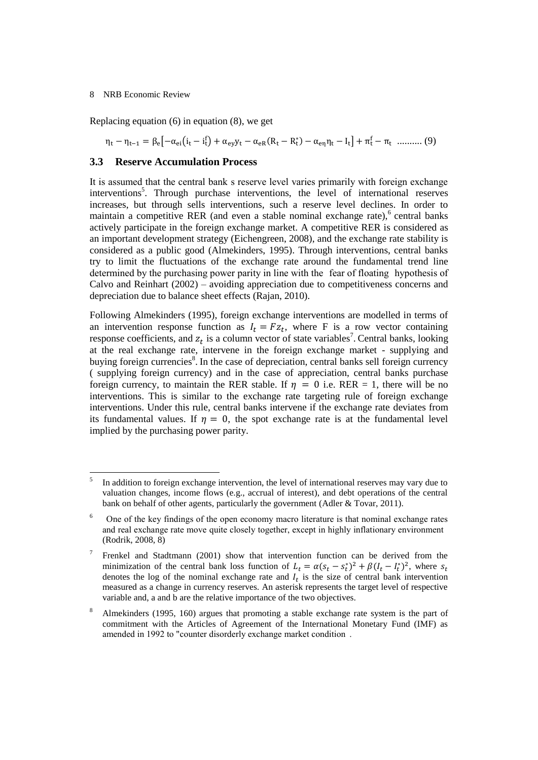Replacing equation (6) in equation (8), we get

$$\eta_t - \eta_{t-1} = \beta_e\left[-\alpha_{ei}\left(i_t - i_t^f\right) + \alpha_{ey}y_t - \alpha_{eR}(R_t - R_t^*) - \alpha_{e\eta}\eta_t - I_t\right] + \pi_t^f - \pi_t \text{ .......... (9)}$$

### 3.3 Reserve Accumulation Process

It is assumed that the central bank s reserve level varies primarily with foreign exchange interventions[5]. Through purchase interventions, the level of international reserves increases, but through sells interventions, such a reserve level declines. In order to maintain a competitive RER (and even a stable nominal exchange rate),[6] central banks actively participate in the foreign exchange market. A competitive RER is considered as an important development strategy (Eichengreen, 2008), and the exchange rate stability is considered as a public good (Almekinders, 1995). Through interventions, central banks try to limit the fluctuations of the exchange rate around the fundamental trend line determined by the purchasing power parity in line with the fear of floating hypothesis of Calvo and Reinhart (2002) – avoiding appreciation due to competitiveness concerns and depreciation due to balance sheet effects (Rajan, 2010).

Following Almekinders (1995), foreign exchange interventions are modelled in terms of an intervention response function as $I_t = Fz_t$, where F is a row vector containing response coefficients, and $z_t$ is a column vector of state variables[7]. Central banks, looking at the real exchange rate, intervene in the foreign exchange market - supplying and buying foreign currencies[8]. In the case of depreciation, central banks sell foreign currency ( supplying foreign currency) and in the case of appreciation, central banks purchase foreign currency, to maintain the RER stable. If $\eta = 0$ i.e. RER = 1, there will be no interventions. This is similar to the exchange rate targeting rule of foreign exchange interventions. Under this rule, central banks intervene if the exchange rate deviates from its fundamental values. If $\eta = 0$, the spot exchange rate is at the fundamental level implied by the purchasing power parity.

---

[5] In addition to foreign exchange intervention, the level of international reserves may vary due to valuation changes, income flows (e.g., accrual of interest), and debt operations of the central bank on behalf of other agents, particularly the government (Adler & Tovar, 2011).

[6] One of the key findings of the open economy macro literature is that nominal exchange rates and real exchange rate move quite closely together, except in highly inflationary environment (Rodrik, 2008, 8)

[7] Frenkel and Stadtmann (2001) show that intervention function can be derived from the minimization of the central bank loss function of $L_t = \alpha(s_t - s_t^*)^2 + \beta(I_t - I_t^*)^2$, where $s_t$ denotes the log of the nominal exchange rate and $I_t$ is the size of central bank intervention measured as a change in currency reserves. An asterisk represents the target level of respective variable and, a and b are the relative importance of the two objectives.

[8] Almekinders (1995, 160) argues that promoting a stable exchange rate system is the part of commitment with the Articles of Agreement of the International Monetary Fund (IMF) as amended in 1992 to "counter disorderly exchange market condition .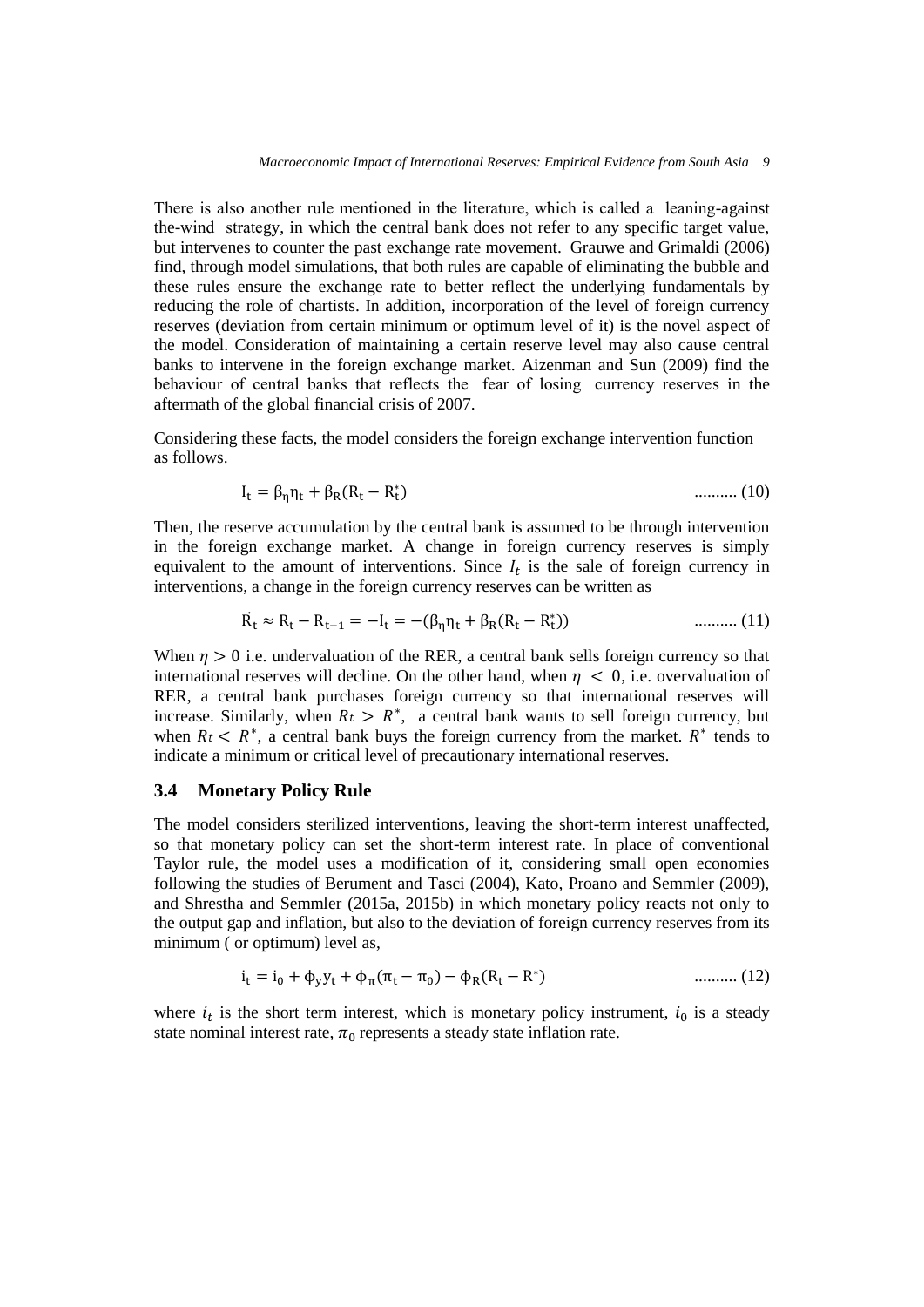There is also another rule mentioned in the literature, which is called a leaning-against the-wind strategy, in which the central bank does not refer to any specific target value, but intervenes to counter the past exchange rate movement. Grauwe and Grimaldi (2006) find, through model simulations, that both rules are capable of eliminating the bubble and these rules ensure the exchange rate to better reflect the underlying fundamentals by reducing the role of chartists. In addition, incorporation of the level of foreign currency reserves (deviation from certain minimum or optimum level of it) is the novel aspect of the model. Consideration of maintaining a certain reserve level may also cause central banks to intervene in the foreign exchange market. Aizenman and Sun (2009) find the behaviour of central banks that reflects the fear of losing currency reserves in the aftermath of the global financial crisis of 2007.

Considering these facts, the model considers the foreign exchange intervention function as follows.

$$I_t = \beta_\eta \eta_t + \beta_R(R_t - R_t^*) \qquad \text{.......... (10)}$$

Then, the reserve accumulation by the central bank is assumed to be through intervention in the foreign exchange market. A change in foreign currency reserves is simply equivalent to the amount of interventions. Since $I_t$ is the sale of foreign currency in interventions, a change in the foreign currency reserves can be written as

$$\dot{R}_t \approx R_t - R_{t-1} = -I_t = -(\beta_\eta \eta_t + \beta_R(R_t - R_t^*)) \qquad \text{.......... (11)}$$

When $\eta > 0$ i.e. undervaluation of the RER, a central bank sells foreign currency so that international reserves will decline. On the other hand, when $\eta < 0$, i.e. overvaluation of RER, a central bank purchases foreign currency so that international reserves will increase. Similarly, when $Rt > R^*$, a central bank wants to sell foreign currency, but when $Rt < R^*$, a central bank buys the foreign currency from the market. $R^*$ tends to indicate a minimum or critical level of precautionary international reserves.

### 3.4 Monetary Policy Rule

The model considers sterilized interventions, leaving the short-term interest unaffected, so that monetary policy can set the short-term interest rate. In place of conventional Taylor rule, the model uses a modification of it, considering small open economies following the studies of Berument and Tasci (2004), Kato, Proano and Semmler (2009), and Shrestha and Semmler (2015a, 2015b) in which monetary policy reacts not only to the output gap and inflation, but also to the deviation of foreign currency reserves from its minimum ( or optimum) level as,

$$i_t = i_0 + \phi_y y_t + \phi_\pi(\pi_t - \pi_0) - \phi_R(R_t - R^*) \qquad \text{.......... (12)}$$

where $i_t$ is the short term interest, which is monetary policy instrument, $i_0$ is a steady state nominal interest rate, $\pi_0$ represents a steady state inflation rate.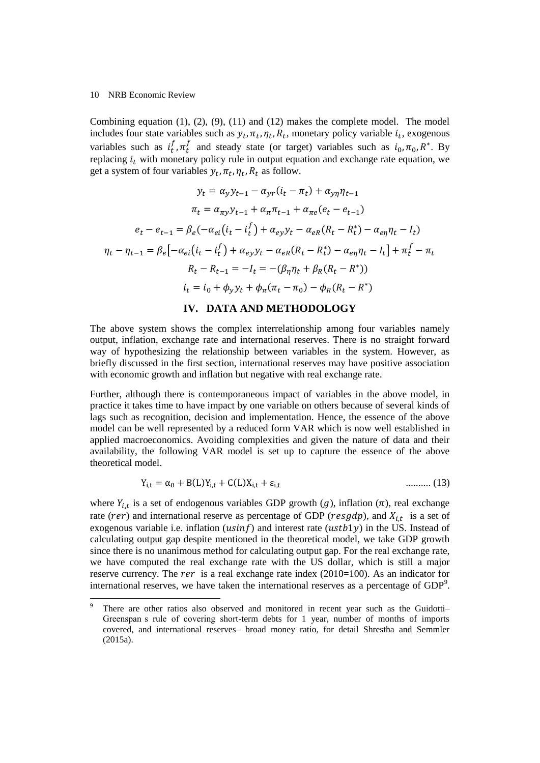Combining equation (1), (2), (9), (11) and (12) makes the complete model. The model includes four state variables such as $y_t, \pi_t, \eta_t, R_t$, monetary policy variable $i_t$, exogenous variables such as $i_t^f, \pi_t^f$ and steady state (or target) variables such as $i_0, \pi_0, R^*$. By replacing $i_t$ with monetary policy rule in output equation and exchange rate equation, we get a system of four variables $y_t, \pi_t, \eta_t, R_t$ as follow.

$$y_t = \alpha_y y_{t-1} - \alpha_{yr}(i_t - \pi_t) + \alpha_{y\eta}\eta_{t-1}$$

$$\pi_t = \alpha_{\pi y} y_{t-1} + \alpha_\pi \pi_{t-1} + \alpha_{\pi e}(e_t - e_{t-1})$$

$$e_t - e_{t-1} = \beta_e(-\alpha_{ei}(i_t - i_t^f) + \alpha_{ey} y_t - \alpha_{eR}(R_t - R_t^*) - \alpha_{e\eta}\eta_t - I_t)$$

$$\eta_t - \eta_{t-1} = \beta_e[-\alpha_{ei}(i_t - i_t^f) + \alpha_{ey} y_t - \alpha_{eR}(R_t - R_t^*) - \alpha_{e\eta}\eta_t - I_t] + \pi_t^f - \pi_t$$

$$R_t - R_{t-1} = -I_t = -(\beta_\eta \eta_t + \beta_R(R_t - R^*))$$

$$i_t = i_0 + \phi_y y_t + \phi_\pi(\pi_t - \pi_0) - \phi_R(R_t - R^*)$$

## IV. DATA AND METHODOLOGY

The above system shows the complex interrelationship among four variables namely output, inflation, exchange rate and international reserves. There is no straight forward way of hypothesizing the relationship between variables in the system. However, as briefly discussed in the first section, international reserves may have positive association with economic growth and inflation but negative with real exchange rate.

Further, although there is contemporaneous impact of variables in the above model, in practice it takes time to have impact by one variable on others because of several kinds of lags such as recognition, decision and implementation. Hence, the essence of the above model can be well represented by a reduced form VAR which is now well established in applied macroeconomics. Avoiding complexities and given the nature of data and their availability, the following VAR model is set up to capture the essence of the above theoretical model.

$$Y_{i,t} = \alpha_0 + B(L)Y_{i,t} + C(L)X_{i,t} + \varepsilon_{i,t} \qquad \text{.......... (13)}$$

where $Y_{i,t}$ is a set of endogenous variables GDP growth ($g$), inflation ($\pi$), real exchange rate ($rer$) and international reserve as percentage of GDP ($resgdp$), and $X_{i,t}$ is a set of exogenous variable i.e. inflation ($usinf$) and interest rate ($ustb1y$) in the US. Instead of calculating output gap despite mentioned in the theoretical model, we take GDP growth since there is no unanimous method for calculating output gap. For the real exchange rate, we have computed the real exchange rate with the US dollar, which is still a major reserve currency. The $rer$ is a real exchange rate index (2010=100). As an indicator for international reserves, we have taken the international reserves as a percentage of GDP[9].

[9] There are other ratios also observed and monitored in recent year such as the Guidotti–Greenspan s rule of covering short-term debts for 1 year, number of months of imports covered, and international reserves– broad money ratio, for detail Shrestha and Semmler (2015a).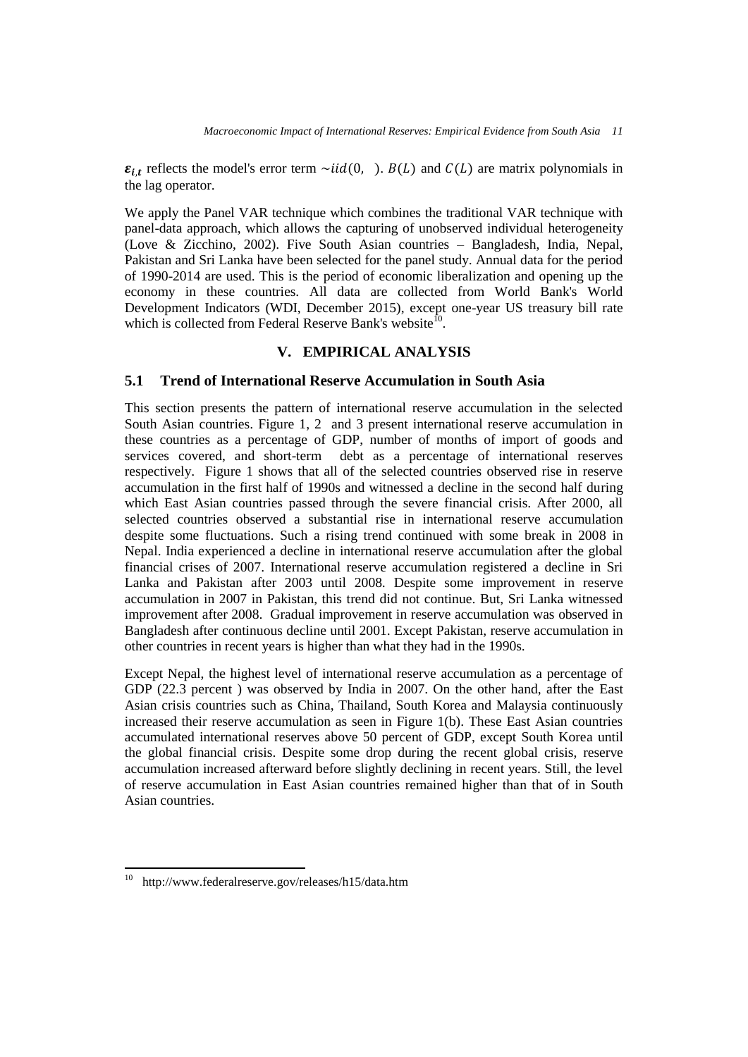$\boldsymbol{\varepsilon}_{i,t}$ reflects the model's error term $\sim iid(0, \ )$. $B(L)$ and $C(L)$ are matrix polynomials in the lag operator.

We apply the Panel VAR technique which combines the traditional VAR technique with panel-data approach, which allows the capturing of unobserved individual heterogeneity (Love & Zicchino, 2002). Five South Asian countries – Bangladesh, India, Nepal, Pakistan and Sri Lanka have been selected for the panel study. Annual data for the period of 1990-2014 are used. This is the period of economic liberalization and opening up the economy in these countries. All data are collected from World Bank's World Development Indicators (WDI, December 2015), except one-year US treasury bill rate which is collected from Federal Reserve Bank's website[10].

## V. EMPIRICAL ANALYSIS

### 5.1 Trend of International Reserve Accumulation in South Asia

This section presents the pattern of international reserve accumulation in the selected South Asian countries. Figure 1, 2 and 3 present international reserve accumulation in these countries as a percentage of GDP, number of months of import of goods and services covered, and short-term debt as a percentage of international reserves respectively. Figure 1 shows that all of the selected countries observed rise in reserve accumulation in the first half of 1990s and witnessed a decline in the second half during which East Asian countries passed through the severe financial crisis. After 2000, all selected countries observed a substantial rise in international reserve accumulation despite some fluctuations. Such a rising trend continued with some break in 2008 in Nepal. India experienced a decline in international reserve accumulation after the global financial crises of 2007. International reserve accumulation registered a decline in Sri Lanka and Pakistan after 2003 until 2008. Despite some improvement in reserve accumulation in 2007 in Pakistan, this trend did not continue. But, Sri Lanka witnessed improvement after 2008. Gradual improvement in reserve accumulation was observed in Bangladesh after continuous decline until 2001. Except Pakistan, reserve accumulation in other countries in recent years is higher than what they had in the 1990s.

Except Nepal, the highest level of international reserve accumulation as a percentage of GDP (22.3 percent ) was observed by India in 2007. On the other hand, after the East Asian crisis countries such as China, Thailand, South Korea and Malaysia continuously increased their reserve accumulation as seen in Figure 1(b). These East Asian countries accumulated international reserves above 50 percent of GDP, except South Korea until the global financial crisis. Despite some drop during the recent global crisis, reserve accumulation increased afterward before slightly declining in recent years. Still, the level of reserve accumulation in East Asian countries remained higher than that of in South Asian countries.

---

[10] http://www.federalreserve.gov/releases/h15/data.htm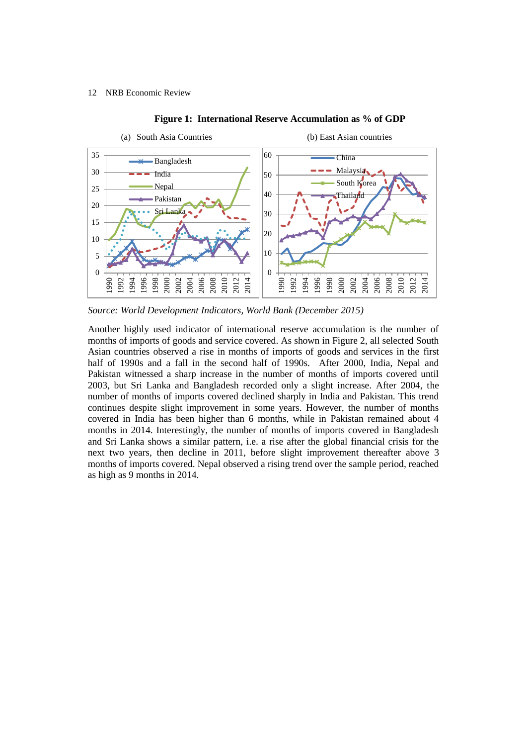**Figure 1: International Reserve Accumulation as % of GDP**

(a) South Asia Countries (b) East Asian countries

*Source: World Development Indicators, World Bank (December 2015)*

Another highly used indicator of international reserve accumulation is the number of months of imports of goods and service covered. As shown in Figure 2, all selected South Asian countries observed a rise in months of imports of goods and services in the first half of 1990s and a fall in the second half of 1990s. After 2000, India, Nepal and Pakistan witnessed a sharp increase in the number of months of imports covered until 2003, but Sri Lanka and Bangladesh recorded only a slight increase. After 2004, the number of months of imports covered declined sharply in India and Pakistan. This trend continues despite slight improvement in some years. However, the number of months covered in India has been higher than 6 months, while in Pakistan remained about 4 months in 2014. Interestingly, the number of months of imports covered in Bangladesh and Sri Lanka shows a similar pattern, i.e. a rise after the global financial crisis for the next two years, then decline in 2011, before slight improvement thereafter above 3 months of imports covered. Nepal observed a rising trend over the sample period, reached as high as 9 months in 2014.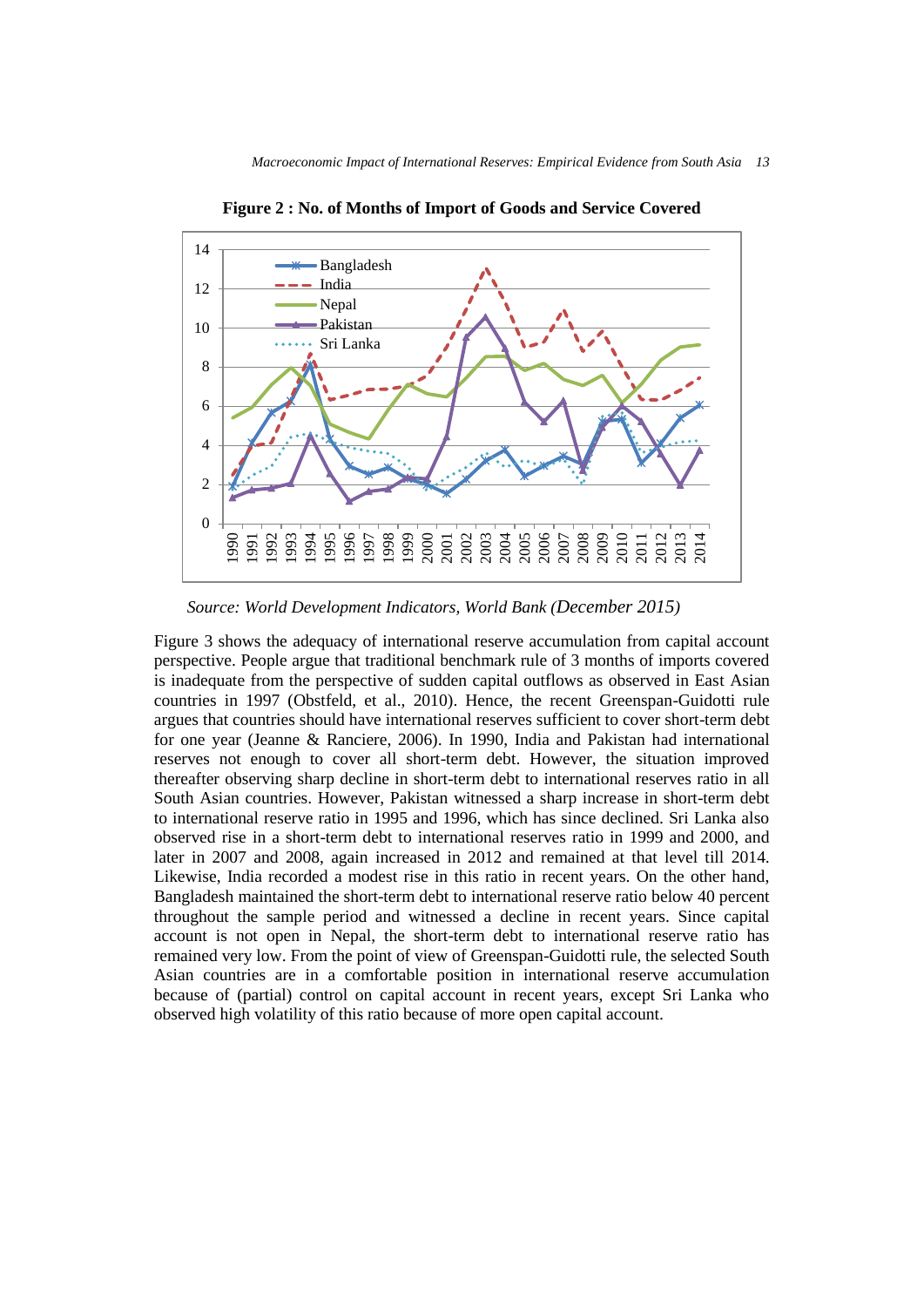**Figure 2 : No. of Months of Import of Goods and Service Covered**

*Source: World Development Indicators, World Bank (December 2015)*

Figure 3 shows the adequacy of international reserve accumulation from capital account perspective. People argue that traditional benchmark rule of 3 months of imports covered is inadequate from the perspective of sudden capital outflows as observed in East Asian countries in 1997 (Obstfeld, et al., 2010). Hence, the recent Greenspan-Guidotti rule argues that countries should have international reserves sufficient to cover short-term debt for one year (Jeanne & Ranciere, 2006). In 1990, India and Pakistan had international reserves not enough to cover all short-term debt. However, the situation improved thereafter observing sharp decline in short-term debt to international reserves ratio in all South Asian countries. However, Pakistan witnessed a sharp increase in short-term debt to international reserve ratio in 1995 and 1996, which has since declined. Sri Lanka also observed rise in a short-term debt to international reserves ratio in 1999 and 2000, and later in 2007 and 2008, again increased in 2012 and remained at that level till 2014. Likewise, India recorded a modest rise in this ratio in recent years. On the other hand, Bangladesh maintained the short-term debt to international reserve ratio below 40 percent throughout the sample period and witnessed a decline in recent years. Since capital account is not open in Nepal, the short-term debt to international reserve ratio has remained very low. From the point of view of Greenspan-Guidotti rule, the selected South Asian countries are in a comfortable position in international reserve accumulation because of (partial) control on capital account in recent years, except Sri Lanka who observed high volatility of this ratio because of more open capital account.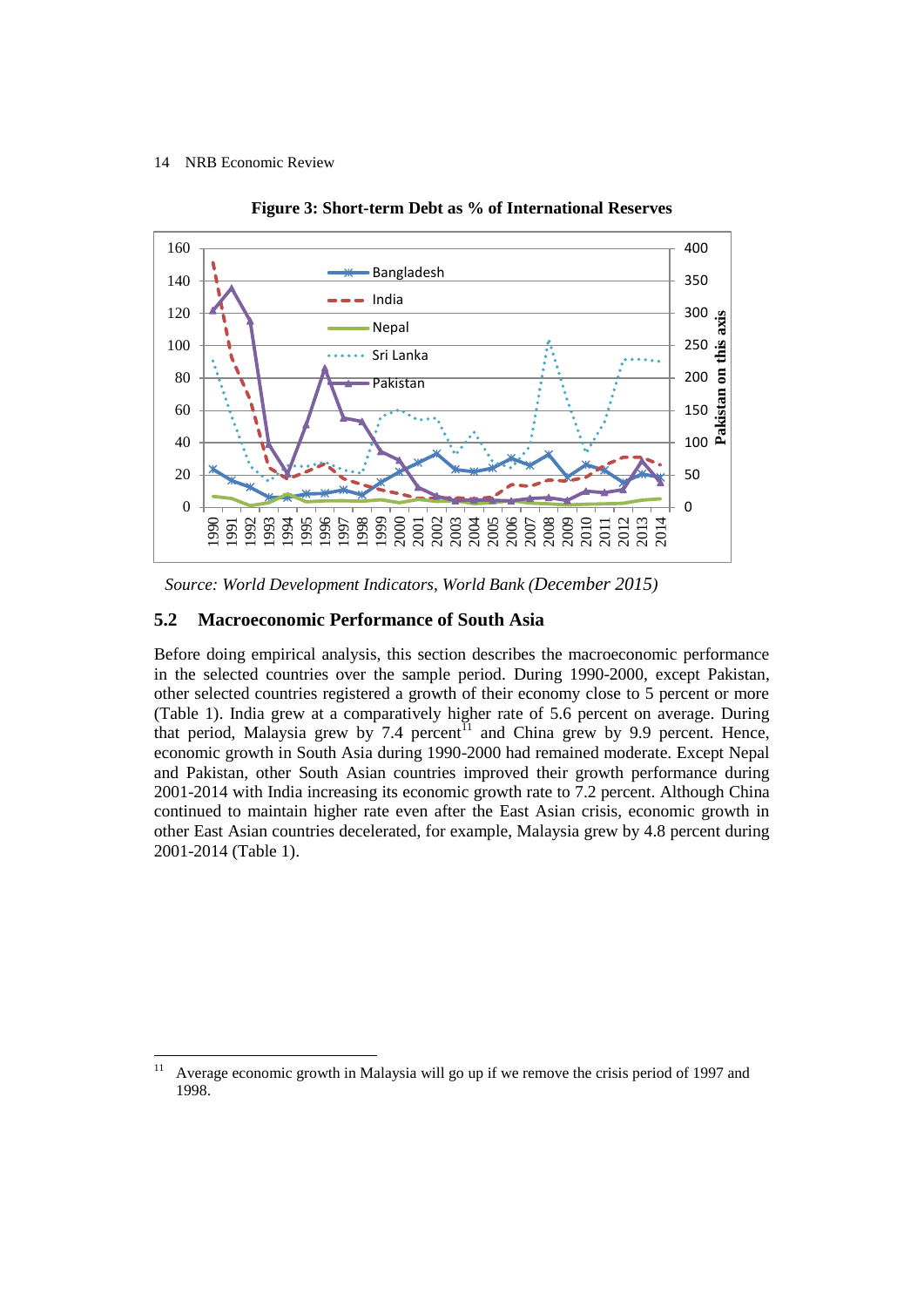**Figure 3: Short-term Debt as % of International Reserves**

*Source: World Development Indicators, World Bank (December 2015)*

## 5.2 Macroeconomic Performance of South Asia

Before doing empirical analysis, this section describes the macroeconomic performance in the selected countries over the sample period. During 1990-2000, except Pakistan, other selected countries registered a growth of their economy close to 5 percent or more (Table 1). India grew at a comparatively higher rate of 5.6 percent on average. During that period, Malaysia grew by 7.4 percent[11] and China grew by 9.9 percent. Hence, economic growth in South Asia during 1990-2000 had remained moderate. Except Nepal and Pakistan, other South Asian countries improved their growth performance during 2001-2014 with India increasing its economic growth rate to 7.2 percent. Although China continued to maintain higher rate even after the East Asian crisis, economic growth in other East Asian countries decelerated, for example, Malaysia grew by 4.8 percent during 2001-2014 (Table 1).

---

[11] Average economic growth in Malaysia will go up if we remove the crisis period of 1997 and 1998.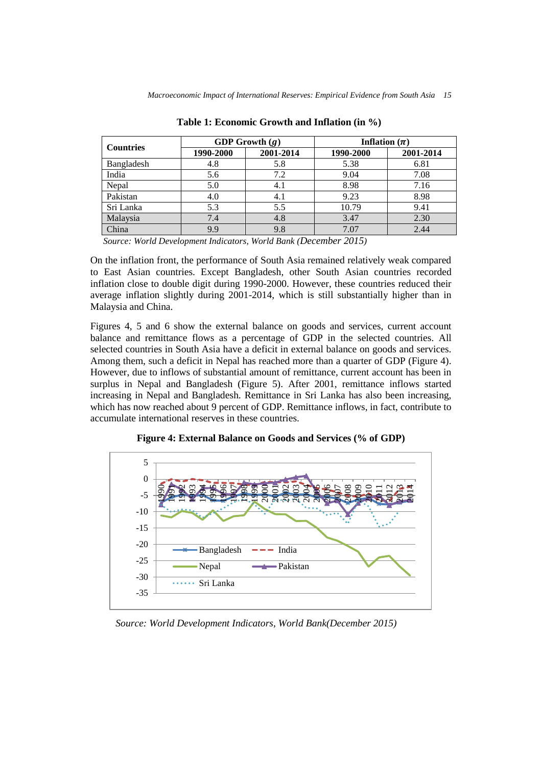**Table 1: Economic Growth and Inflation (in %)**

| Countries | GDP Growth ($g$) | | Inflation ($\pi$) | |
|---|---|---|---|---|
| | 1990-2000 | 2001-2014 | 1990-2000 | 2001-2014 |
| Bangladesh | 4.8 | 5.8 | 5.38 | 6.81 |
| India | 5.6 | 7.2 | 9.04 | 7.08 |
| Nepal | 5.0 | 4.1 | 8.98 | 7.16 |
| Pakistan | 4.0 | 4.1 | 9.23 | 8.98 |
| Sri Lanka | 5.3 | 5.5 | 10.79 | 9.41 |
| Malaysia | 7.4 | 4.8 | 3.47 | 2.30 |
| China | 9.9 | 9.8 | 7.07 | 2.44 |

*Source: World Development Indicators, World Bank (December 2015)*

On the inflation front, the performance of South Asia remained relatively weak compared to East Asian countries. Except Bangladesh, other South Asian countries recorded inflation close to double digit during 1990-2000. However, these countries reduced their average inflation slightly during 2001-2014, which is still substantially higher than in Malaysia and China.

Figures 4, 5 and 6 show the external balance on goods and services, current account balance and remittance flows as a percentage of GDP in the selected countries. All selected countries in South Asia have a deficit in external balance on goods and services. Among them, such a deficit in Nepal has reached more than a quarter of GDP (Figure 4). However, due to inflows of substantial amount of remittance, current account has been in surplus in Nepal and Bangladesh (Figure 5). After 2001, remittance inflows started increasing in Nepal and Bangladesh. Remittance in Sri Lanka has also been increasing, which has now reached about 9 percent of GDP. Remittance inflows, in fact, contribute to accumulate international reserves in these countries.

**Figure 4: External Balance on Goods and Services (% of GDP)**

*Source: World Development Indicators, World Bank(December 2015)*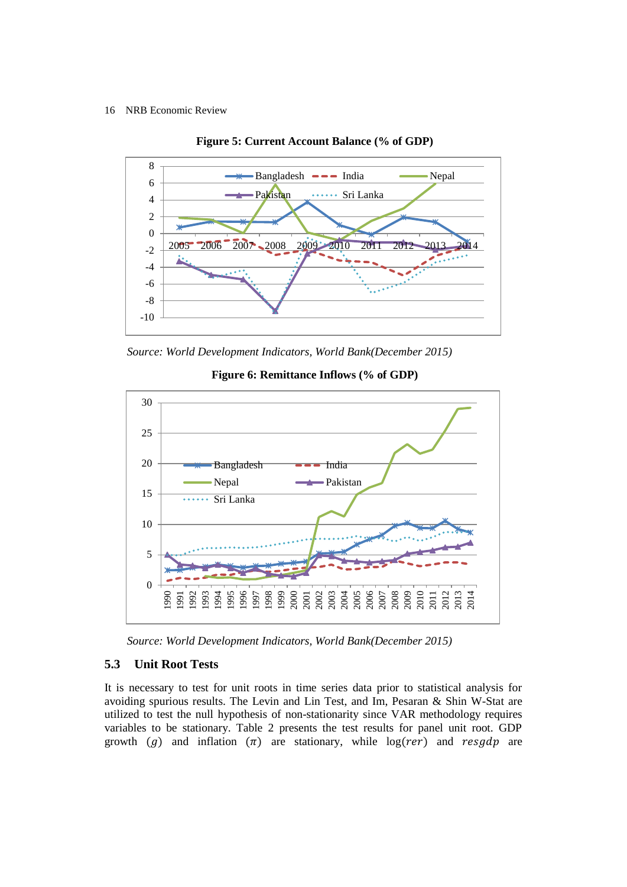**Figure 5: Current Account Balance (% of GDP)**

*Source: World Development Indicators, World Bank(December 2015)*

**Figure 6: Remittance Inflows (% of GDP)**

*Source: World Development Indicators, World Bank(December 2015)*

### 5.3 Unit Root Tests

It is necessary to test for unit roots in time series data prior to statistical analysis for avoiding spurious results. The Levin and Lin Test, and Im, Pesaran & Shin W-Stat are utilized to test the null hypothesis of non-stationarity since VAR methodology requires variables to be stationary. Table 2 presents the test results for panel unit root. GDP growth ($g$) and inflation ($\pi$) are stationary, while $\log(rer)$ and $resgdp$ are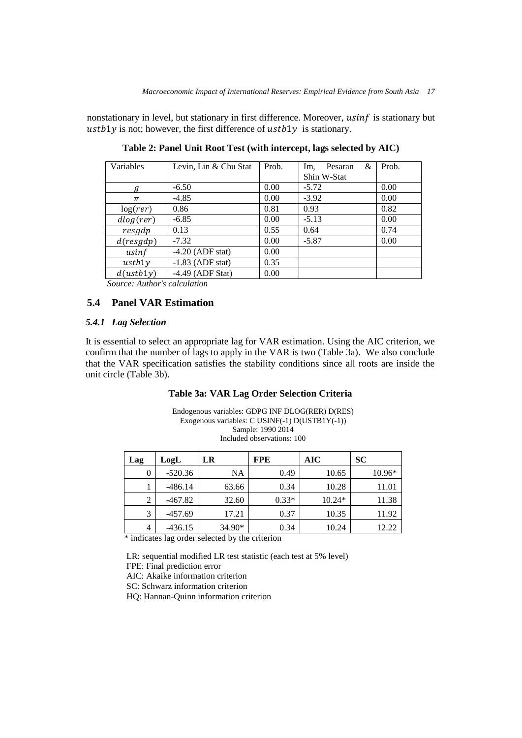nonstationary in level, but stationary in first difference. Moreover, $usinf$ is stationary but $ustb1y$ is not; however, the first difference of $ustb1y$ is stationary.

**Table 2: Panel Unit Root Test (with intercept, lags selected by AIC)**

| Variables | Levin, Lin & Chu Stat | Prob. | Im, Pesaran & Shin W-Stat | Prob. |
|---|---|---|---|---|
| $g$ | -6.50 | 0.00 | -5.72 | 0.00 |
| $\pi$ | -4.85 | 0.00 | -3.92 | 0.00 |
| $\log(rer)$ | 0.86 | 0.81 | 0.93 | 0.82 |
| $dlog(rer)$ | -6.85 | 0.00 | -5.13 | 0.00 |
| $resgdp$ | 0.13 | 0.55 | 0.64 | 0.74 |
| $d(resgdp)$ | -7.32 | 0.00 | -5.87 | 0.00 |
| $usinf$ | -4.20 (ADF stat) | 0.00 | | |
| $ustb1y$ | -1.83 (ADF stat) | 0.35 | | |
| $d(ustb1y)$ | -4.49 (ADF Stat) | 0.00 | | |

*Source: Author's calculation*

## 5.4 Panel VAR Estimation

### *5.4.1 Lag Selection*

It is essential to select an appropriate lag for VAR estimation. Using the AIC criterion, we confirm that the number of lags to apply in the VAR is two (Table 3a). We also conclude that the VAR specification satisfies the stability conditions since all roots are inside the unit circle (Table 3b).

**Table 3a: VAR Lag Order Selection Criteria**

Endogenous variables: GDPG INF DLOG(RER) D(RES)
Exogenous variables: C USINF(-1) D(USTB1Y(-1))
Sample: 1990 2014
Included observations: 100

| Lag | LogL | LR | FPE | AIC | SC |
|---|---|---|---|---|---|
| 0 | -520.36 | NA | 0.49 | 10.65 | 10.96* |
| 1 | -486.14 | 63.66 | 0.34 | 10.28 | 11.01 |
| 2 | -467.82 | 32.60 | 0.33* | 10.24* | 11.38 |
| 3 | -457.69 | 17.21 | 0.37 | 10.35 | 11.92 |
| 4 | -436.15 | 34.90* | 0.34 | 10.24 | 12.22 |

\* indicates lag order selected by the criterion

LR: sequential modified LR test statistic (each test at 5% level)
FPE: Final prediction error
AIC: Akaike information criterion
SC: Schwarz information criterion
HQ: Hannan-Quinn information criterion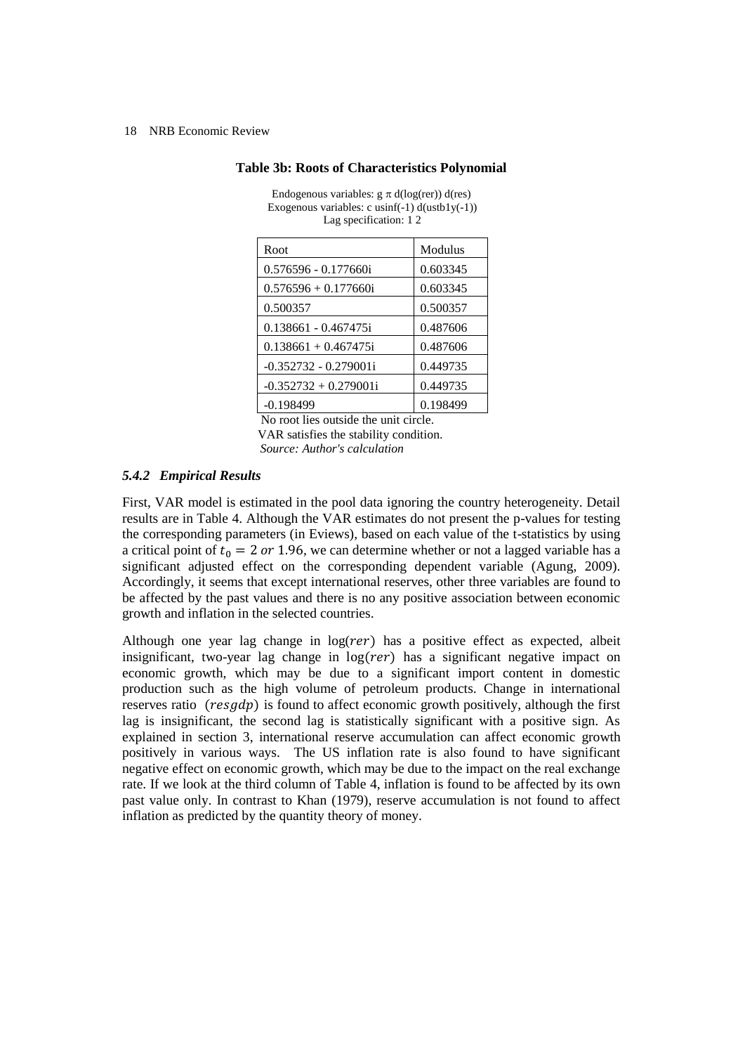**Table 3b: Roots of Characteristics Polynomial**

Endogenous variables: g $\pi$ d(log(rer)) d(res)
Exogenous variables: c usinf(-1) d(ustb1y(-1))
Lag specification: 1 2

| Root | Modulus |
|---|---|
| 0.576596 - 0.177660i | 0.603345 |
| 0.576596 + 0.177660i | 0.603345 |
| 0.500357 | 0.500357 |
| 0.138661 - 0.467475i | 0.487606 |
| 0.138661 + 0.467475i | 0.487606 |
| -0.352732 - 0.279001i | 0.449735 |
| -0.352732 + 0.279001i | 0.449735 |
| -0.198499 | 0.198499 |

No root lies outside the unit circle.
VAR satisfies the stability condition.
*Source: Author's calculation*

### *5.4.2 Empirical Results*

First, VAR model is estimated in the pool data ignoring the country heterogeneity. Detail results are in Table 4. Although the VAR estimates do not present the p-values for testing the corresponding parameters (in Eviews), based on each value of the t-statistics by using a critical point of $t_0 = 2$ *or* 1.96, we can determine whether or not a lagged variable has a significant adjusted effect on the corresponding dependent variable (Agung, 2009). Accordingly, it seems that except international reserves, other three variables are found to be affected by the past values and there is no any positive association between economic growth and inflation in the selected countries.

Although one year lag change in $\log(rer)$ has a positive effect as expected, albeit insignificant, two-year lag change in $\log(rer)$ has a significant negative impact on economic growth, which may be due to a significant import content in domestic production such as the high volume of petroleum products. Change in international reserves ratio ($resgdp$) is found to affect economic growth positively, although the first lag is insignificant, the second lag is statistically significant with a positive sign. As explained in section 3, international reserve accumulation can affect economic growth positively in various ways. The US inflation rate is also found to have significant negative effect on economic growth, which may be due to the impact on the real exchange rate. If we look at the third column of Table 4, inflation is found to be affected by its own past value only. In contrast to Khan (1979), reserve accumulation is not found to affect inflation as predicted by the quantity theory of money.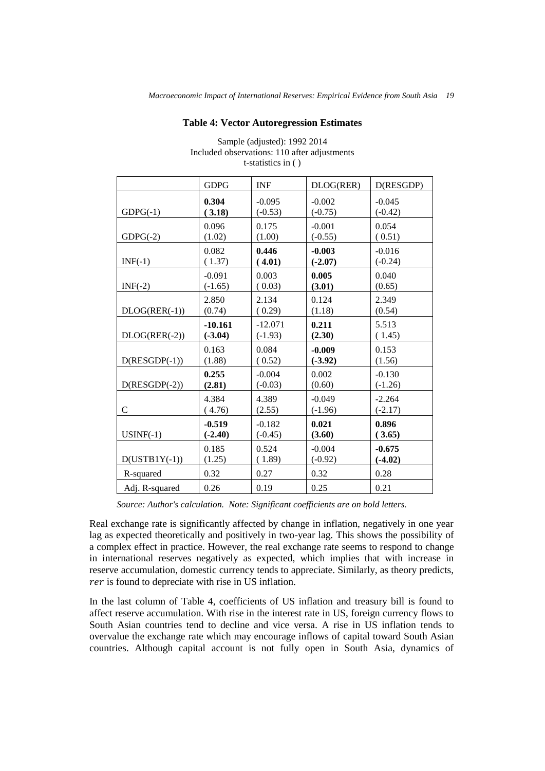**Table 4: Vector Autoregression Estimates**

Sample (adjusted): 1992 2014
Included observations: 110 after adjustments
t-statistics in ( )

| | GDPG | INF | DLOG(RER) | D(RESGDP) |
|---|---|---|---|---|
| GDPG(-1) | **0.304** **( 3.18)** | -0.095 (-0.53) | -0.002 (-0.75) | -0.045 (-0.42) |
| GDPG(-2) | 0.096 (1.02) | 0.175 (1.00) | -0.001 (-0.55) | 0.054 ( 0.51) |
| INF(-1) | 0.082 ( 1.37) | **0.446** **( 4.01)** | **-0.003** **(-2.07)** | -0.016 (-0.24) |
| INF(-2) | -0.091 (-1.65) | 0.003 ( 0.03) | **0.005** **(3.01)** | 0.040 (0.65) |
| DLOG(RER(-1)) | 2.850 (0.74) | 2.134 ( 0.29) | 0.124 (1.18) | 2.349 (0.54) |
| DLOG(RER(-2)) | **-10.161** **(-3.04)** | -12.071 (-1.93) | **0.211** **(2.30)** | 5.513 ( 1.45) |
| D(RESGDP(-1)) | 0.163 (1.88) | 0.084 ( 0.52) | **-0.009** **(-3.92)** | 0.153 (1.56) |
| D(RESGDP(-2)) | **0.255** **(2.81)** | -0.004 (-0.03) | 0.002 (0.60) | -0.130 (-1.26) |
| C | 4.384 ( 4.76) | 4.389 (2.55) | -0.049 (-1.96) | -2.264 (-2.17) |
| USINF(-1) | **-0.519** **(-2.40)** | -0.182 (-0.45) | **0.021** **(3.60)** | **0.896** **( 3.65)** |
| D(USTB1Y(-1)) | 0.185 (1.25) | 0.524 ( 1.89) | -0.004 (-0.92) | **-0.675** **(-4.02)** |
| R-squared | 0.32 | 0.27 | 0.32 | 0.28 |
| Adj. R-squared | 0.26 | 0.19 | 0.25 | 0.21 |

*Source: Author's calculation. Note: Significant coefficients are on bold letters.*

Real exchange rate is significantly affected by change in inflation, negatively in one year lag as expected theoretically and positively in two-year lag. This shows the possibility of a complex effect in practice. However, the real exchange rate seems to respond to change in international reserves negatively as expected, which implies that with increase in reserve accumulation, domestic currency tends to appreciate. Similarly, as theory predicts, $rer$ is found to depreciate with rise in US inflation.

In the last column of Table 4, coefficients of US inflation and treasury bill is found to affect reserve accumulation. With rise in the interest rate in US, foreign currency flows to South Asian countries tend to decline and vice versa. A rise in US inflation tends to overvalue the exchange rate which may encourage inflows of capital toward South Asian countries. Although capital account is not fully open in South Asia, dynamics of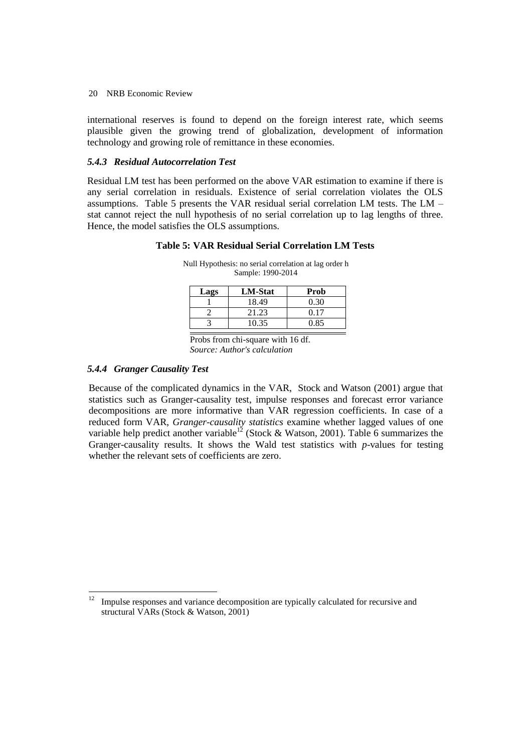international reserves is found to depend on the foreign interest rate, which seems plausible given the growing trend of globalization, development of information technology and growing role of remittance in these economies.

### *5.4.3 Residual Autocorrelation Test*

Residual LM test has been performed on the above VAR estimation to examine if there is any serial correlation in residuals. Existence of serial correlation violates the OLS assumptions. Table 5 presents the VAR residual serial correlation LM tests. The LM – stat cannot reject the null hypothesis of no serial correlation up to lag lengths of three. Hence, the model satisfies the OLS assumptions.

**Table 5: VAR Residual Serial Correlation LM Tests**

Null Hypothesis: no serial correlation at lag order h
Sample: 1990-2014

| Lags | LM-Stat | Prob |
|---|---|---|
| 1 | 18.49 | 0.30 |
| 2 | 21.23 | 0.17 |
| 3 | 10.35 | 0.85 |

Probs from chi-square with 16 df.
*Source: Author's calculation*

### *5.4.4 Granger Causality Test*

Because of the complicated dynamics in the VAR, Stock and Watson (2001) argue that statistics such as Granger-causality test, impulse responses and forecast error variance decompositions are more informative than VAR regression coefficients. In case of a reduced form VAR, *Granger-causality statistics* examine whether lagged values of one variable help predict another variable[12] (Stock & Watson, 2001). Table 6 summarizes the Granger-causality results. It shows the Wald test statistics with *p*-values for testing whether the relevant sets of coefficients are zero.

[12] Impulse responses and variance decomposition are typically calculated for recursive and structural VARs (Stock & Watson, 2001)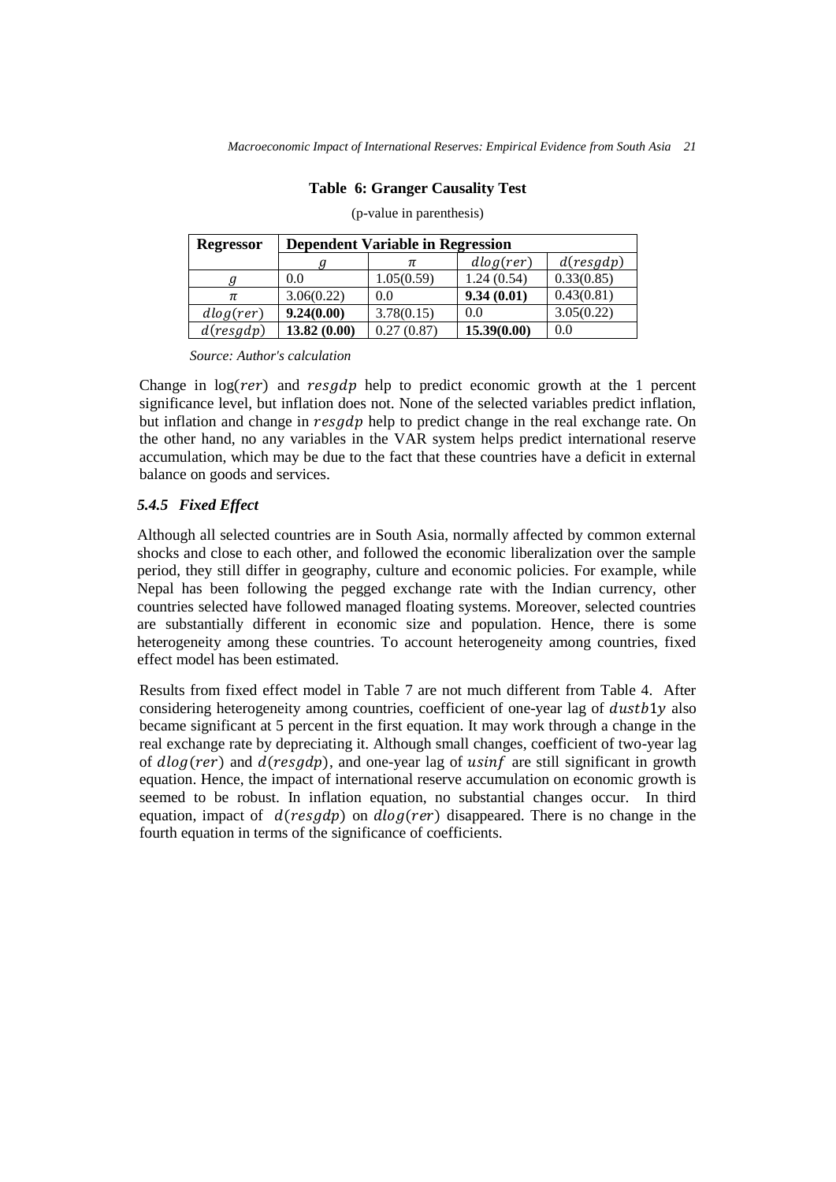**Table 6: Granger Causality Test**

(p-value in parenthesis)

| Regressor | Dependent Variable in Regression | | | |
|---|---|---|---|---|
| | $g$ | $\pi$ | $dlog(rer)$ | $d(resgdp)$ |
| $g$ | 0.0 | 1.05(0.59) | 1.24 (0.54) | 0.33(0.85) |
| $\pi$ | 3.06(0.22) | 0.0 | **9.34 (0.01)** | 0.43(0.81) |
| $dlog(rer)$ | **9.24(0.00)** | 3.78(0.15) | 0.0 | 3.05(0.22) |
| $d(resgdp)$ | **13.82 (0.00)** | 0.27 (0.87) | **15.39(0.00)** | 0.0 |

*Source: Author's calculation*

Change in log($rer$) and $resgdp$ help to predict economic growth at the 1 percent significance level, but inflation does not. None of the selected variables predict inflation, but inflation and change in $resgdp$ help to predict change in the real exchange rate. On the other hand, no any variables in the VAR system helps predict international reserve accumulation, which may be due to the fact that these countries have a deficit in external balance on goods and services.

### *5.4.5 Fixed Effect*

Although all selected countries are in South Asia, normally affected by common external shocks and close to each other, and followed the economic liberalization over the sample period, they still differ in geography, culture and economic policies. For example, while Nepal has been following the pegged exchange rate with the Indian currency, other countries selected have followed managed floating systems. Moreover, selected countries are substantially different in economic size and population. Hence, there is some heterogeneity among these countries. To account heterogeneity among countries, fixed effect model has been estimated.

Results from fixed effect model in Table 7 are not much different from Table 4. After considering heterogeneity among countries, coefficient of one-year lag of $dustb1y$ also became significant at 5 percent in the first equation. It may work through a change in the real exchange rate by depreciating it. Although small changes, coefficient of two-year lag of $dlog(rer)$ and $d(resgdp)$, and one-year lag of $usinf$ are still significant in growth equation. Hence, the impact of international reserve accumulation on economic growth is seemed to be robust. In inflation equation, no substantial changes occur. In third equation, impact of $d(resgdp)$ on $dlog(rer)$ disappeared. There is no change in the fourth equation in terms of the significance of coefficients.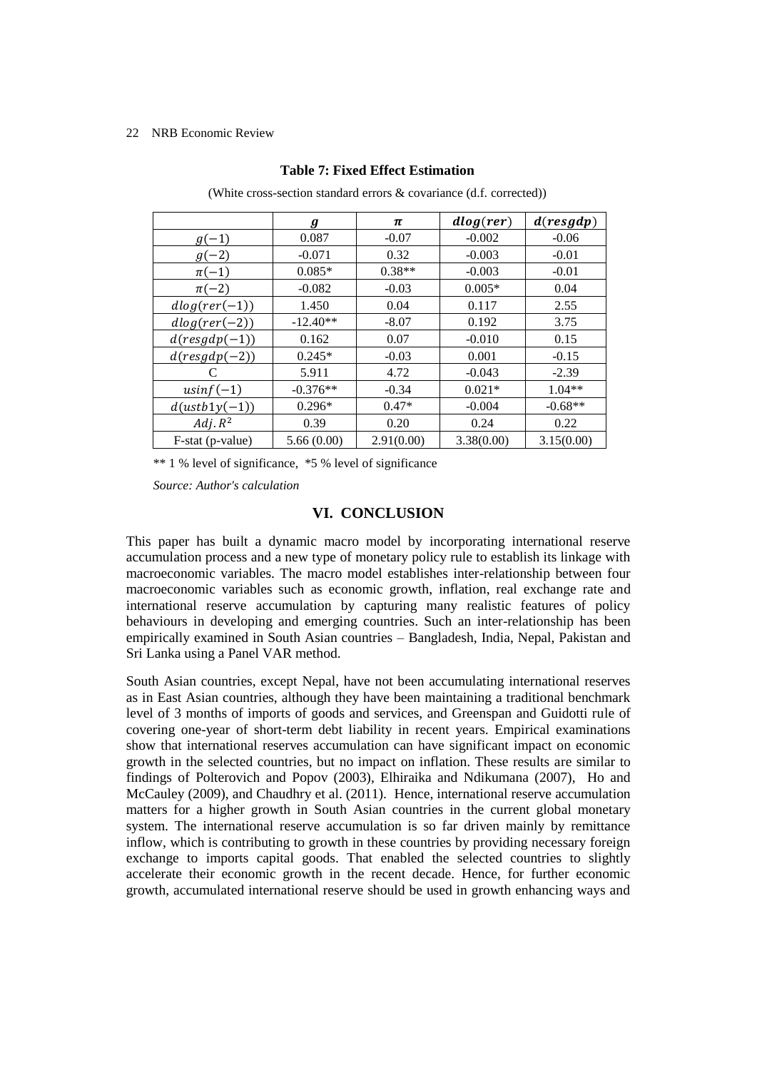**Table 7: Fixed Effect Estimation**

(White cross-section standard errors & covariance (d.f. corrected))

| | $g$ | $\pi$ | $dlog(rer)$ | $d(resgdp)$ |
|---|---|---|---|---|
| $g(-1)$ | 0.087 | -0.07 | -0.002 | -0.06 |
| $g(-2)$ | -0.071 | 0.32 | -0.003 | -0.01 |
| $\pi(-1)$ | 0.085* | 0.38** | -0.003 | -0.01 |
| $\pi(-2)$ | -0.082 | -0.03 | 0.005* | 0.04 |
| $dlog(rer(-1))$ | 1.450 | 0.04 | 0.117 | 2.55 |
| $dlog(rer(-2))$ | -12.40** | -8.07 | 0.192 | 3.75 |
| $d(resgdp(-1))$ | 0.162 | 0.07 | -0.010 | 0.15 |
| $d(resgdp(-2))$ | 0.245* | -0.03 | 0.001 | -0.15 |
| C | 5.911 | 4.72 | -0.043 | -2.39 |
| $usinf(-1)$ | -0.376** | -0.34 | 0.021* | 1.04** |
| $d(ustb1y(-1))$ | 0.296* | 0.47* | -0.004 | -0.68** |
| $Adj.R^2$ | 0.39 | 0.20 | 0.24 | 0.22 |
| F-stat (p-value) | 5.66 (0.00) | 2.91(0.00) | 3.38(0.00) | 3.15(0.00) |

** 1 % level of significance, *5 % level of significance

*Source: Author's calculation*

## VI. CONCLUSION

This paper has built a dynamic macro model by incorporating international reserve accumulation process and a new type of monetary policy rule to establish its linkage with macroeconomic variables. The macro model establishes inter-relationship between four macroeconomic variables such as economic growth, inflation, real exchange rate and international reserve accumulation by capturing many realistic features of policy behaviours in developing and emerging countries. Such an inter-relationship has been empirically examined in South Asian countries – Bangladesh, India, Nepal, Pakistan and Sri Lanka using a Panel VAR method.

South Asian countries, except Nepal, have not been accumulating international reserves as in East Asian countries, although they have been maintaining a traditional benchmark level of 3 months of imports of goods and services, and Greenspan and Guidotti rule of covering one-year of short-term debt liability in recent years. Empirical examinations show that international reserves accumulation can have significant impact on economic growth in the selected countries, but no impact on inflation. These results are similar to findings of Polterovich and Popov (2003), Elhiraika and Ndikumana (2007), Ho and McCauley (2009), and Chaudhry et al. (2011). Hence, international reserve accumulation matters for a higher growth in South Asian countries in the current global monetary system. The international reserve accumulation is so far driven mainly by remittance inflow, which is contributing to growth in these countries by providing necessary foreign exchange to imports capital goods. That enabled the selected countries to slightly accelerate their economic growth in the recent decade. Hence, for further economic growth, accumulated international reserve should be used in growth enhancing ways and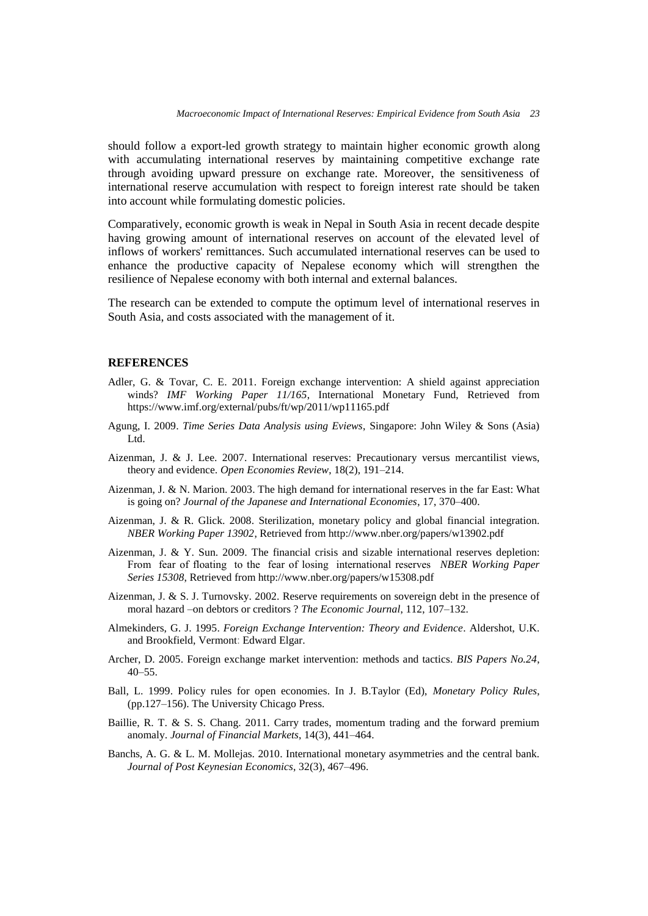should follow a export-led growth strategy to maintain higher economic growth along with accumulating international reserves by maintaining competitive exchange rate through avoiding upward pressure on exchange rate. Moreover, the sensitiveness of international reserve accumulation with respect to foreign interest rate should be taken into account while formulating domestic policies.

Comparatively, economic growth is weak in Nepal in South Asia in recent decade despite having growing amount of international reserves on account of the elevated level of inflows of workers' remittances. Such accumulated international reserves can be used to enhance the productive capacity of Nepalese economy which will strengthen the resilience of Nepalese economy with both internal and external balances.

The research can be extended to compute the optimum level of international reserves in South Asia, and costs associated with the management of it.

## REFERENCES

Adler, G. & Tovar, C. E. 2011. Foreign exchange intervention: A shield against appreciation winds? *IMF Working Paper 11/165*, International Monetary Fund, Retrieved from https://www.imf.org/external/pubs/ft/wp/2011/wp11165.pdf

Agung, I. 2009. *Time Series Data Analysis using Eviews*, Singapore: John Wiley & Sons (Asia) Ltd.

Aizenman, J. & J. Lee. 2007. International reserves: Precautionary versus mercantilist views, theory and evidence. *Open Economies Review*, 18(2), 191–214.

Aizenman, J. & N. Marion. 2003. The high demand for international reserves in the far East: What is going on? *Journal of the Japanese and International Economies*, 17, 370–400.

Aizenman, J. & R. Glick. 2008. Sterilization, monetary policy and global financial integration. *NBER Working Paper 13902*, Retrieved from http://www.nber.org/papers/w13902.pdf

Aizenman, J. & Y. Sun. 2009. The financial crisis and sizable international reserves depletion: From fear of floating to the fear of losing international reserves *NBER Working Paper Series 15308*, Retrieved from http://www.nber.org/papers/w15308.pdf

Aizenman, J. & S. J. Turnovsky. 2002. Reserve requirements on sovereign debt in the presence of moral hazard –on debtors or creditors ? *The Economic Journal*, 112, 107–132.

Almekinders, G. J. 1995. *Foreign Exchange Intervention: Theory and Evidence*. Aldershot, U.K. and Brookfield, Vermont: Edward Elgar.

Archer, D. 2005. Foreign exchange market intervention: methods and tactics. *BIS Papers No.24*, 40–55.

Ball, L. 1999. Policy rules for open economies. In J. B.Taylor (Ed), *Monetary Policy Rules*, (pp.127–156). The University Chicago Press.

Baillie, R. T. & S. S. Chang. 2011. Carry trades, momentum trading and the forward premium anomaly. *Journal of Financial Markets*, 14(3), 441–464.

Banchs, A. G. & L. M. Mollejas. 2010. International monetary asymmetries and the central bank. *Journal of Post Keynesian Economics*, 32(3), 467–496.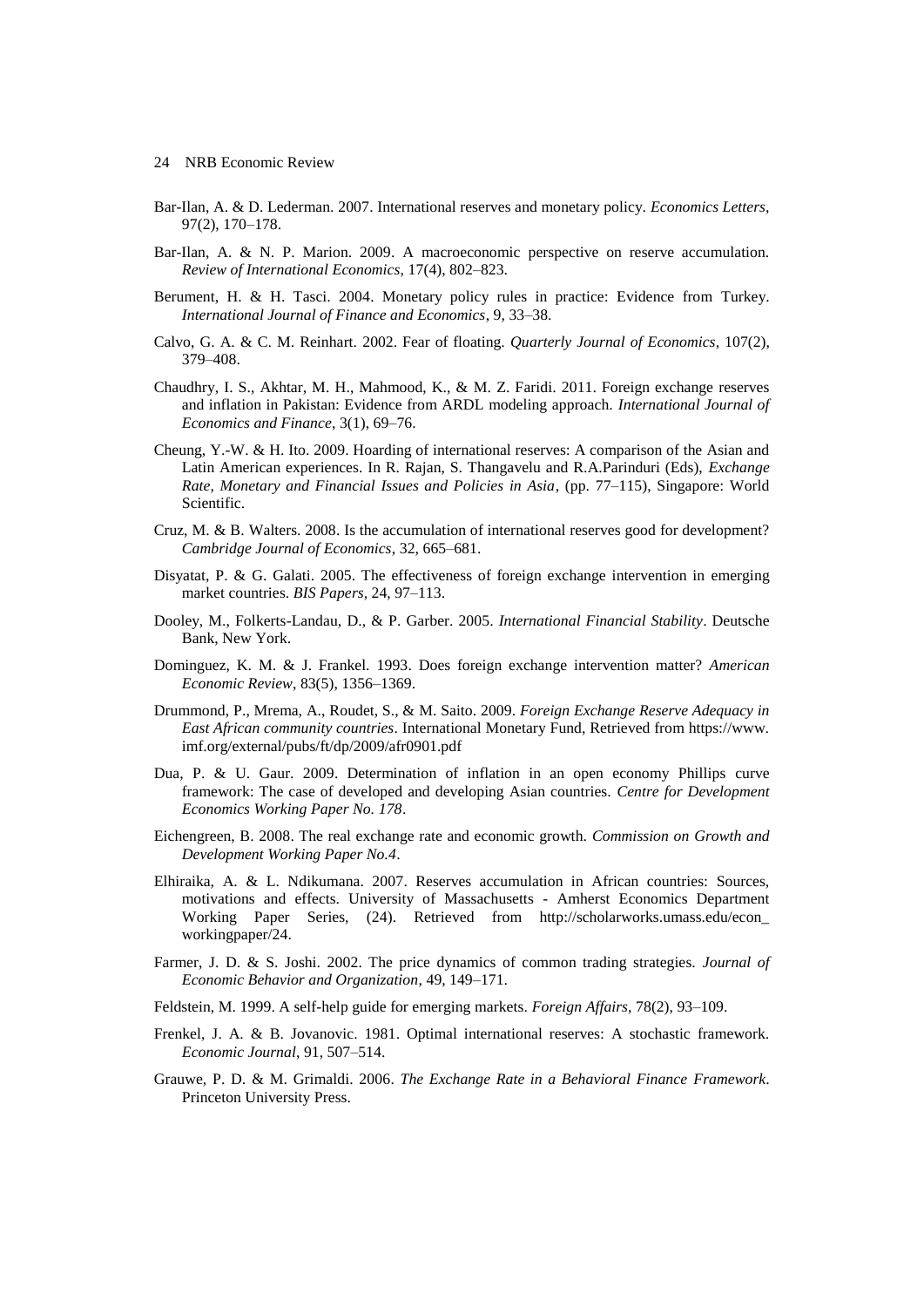Bar-Ilan, A. & D. Lederman. 2007. International reserves and monetary policy. *Economics Letters*, 97(2), 170–178.

Bar-Ilan, A. & N. P. Marion. 2009. A macroeconomic perspective on reserve accumulation. *Review of International Economics*, 17(4), 802–823.

Berument, H. & H. Tasci. 2004. Monetary policy rules in practice: Evidence from Turkey. *International Journal of Finance and Economics*, 9, 33–38.

Calvo, G. A. & C. M. Reinhart. 2002. Fear of floating. *Quarterly Journal of Economics*, 107(2), 379–408.

Chaudhry, I. S., Akhtar, M. H., Mahmood, K., & M. Z. Faridi. 2011. Foreign exchange reserves and inflation in Pakistan: Evidence from ARDL modeling approach. *International Journal of Economics and Finance*, 3(1), 69–76.

Cheung, Y.-W. & H. Ito. 2009. Hoarding of international reserves: A comparison of the Asian and Latin American experiences. In R. Rajan, S. Thangavelu and R.A.Parinduri (Eds), *Exchange Rate, Monetary and Financial Issues and Policies in Asia*, (pp. 77–115), Singapore: World Scientific.

Cruz, M. & B. Walters. 2008. Is the accumulation of international reserves good for development? *Cambridge Journal of Economics*, 32, 665–681.

Disyatat, P. & G. Galati. 2005. The effectiveness of foreign exchange intervention in emerging market countries. *BIS Papers*, 24, 97–113.

Dooley, M., Folkerts-Landau, D., & P. Garber. 2005. *International Financial Stability*. Deutsche Bank, New York.

Dominguez, K. M. & J. Frankel. 1993. Does foreign exchange intervention matter? *American Economic Review*, 83(5), 1356–1369.

Drummond, P., Mrema, A., Roudet, S., & M. Saito. 2009. *Foreign Exchange Reserve Adequacy in East African community countries*. International Monetary Fund, Retrieved from https://www.imf.org/external/pubs/ft/dp/2009/afr0901.pdf

Dua, P. & U. Gaur. 2009. Determination of inflation in an open economy Phillips curve framework: The case of developed and developing Asian countries. *Centre for Development Economics Working Paper No. 178*.

Eichengreen, B. 2008. The real exchange rate and economic growth. *Commission on Growth and Development Working Paper No.4*.

Elhiraika, A. & L. Ndikumana. 2007. Reserves accumulation in African countries: Sources, motivations and effects. University of Massachusetts - Amherst Economics Department Working Paper Series, (24). Retrieved from http://scholarworks.umass.edu/econ_workingpaper/24.

Farmer, J. D. & S. Joshi. 2002. The price dynamics of common trading strategies. *Journal of Economic Behavior and Organization*, 49, 149–171.

Feldstein, M. 1999. A self-help guide for emerging markets. *Foreign Affairs*, 78(2), 93–109.

Frenkel, J. A. & B. Jovanovic. 1981. Optimal international reserves: A stochastic framework. *Economic Journal*, 91, 507–514.

Grauwe, P. D. & M. Grimaldi. 2006. *The Exchange Rate in a Behavioral Finance Framework*. Princeton University Press.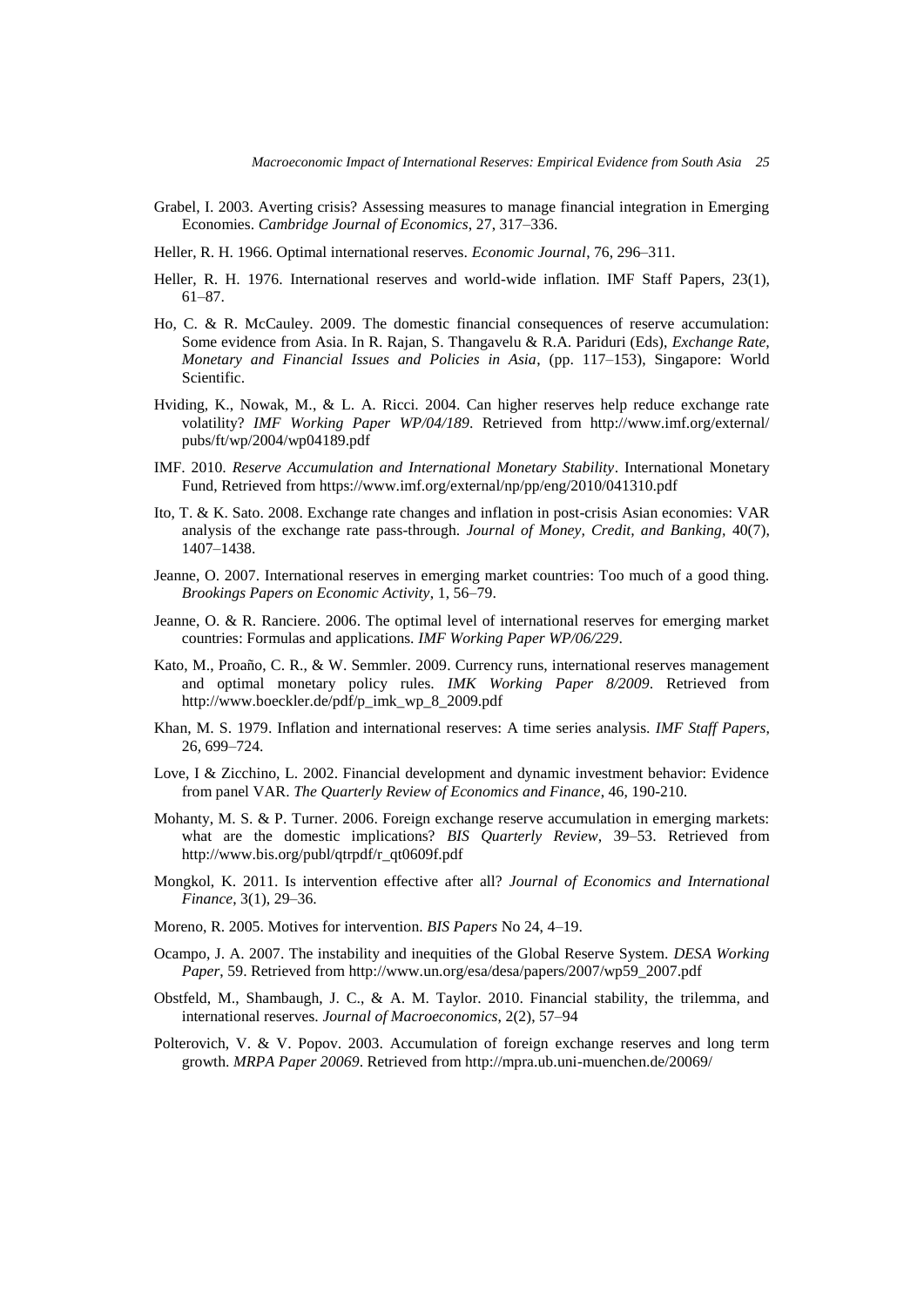Grabel, I. 2003. Averting crisis? Assessing measures to manage financial integration in Emerging Economies. *Cambridge Journal of Economics*, 27, 317–336.

Heller, R. H. 1966. Optimal international reserves. *Economic Journal*, 76, 296–311.

Heller, R. H. 1976. International reserves and world-wide inflation. IMF Staff Papers, 23(1), 61–87.

Ho, C. & R. McCauley. 2009. The domestic financial consequences of reserve accumulation: Some evidence from Asia. In R. Rajan, S. Thangavelu & R.A. Pariduri (Eds), *Exchange Rate, Monetary and Financial Issues and Policies in Asia*, (pp. 117–153), Singapore: World Scientific.

Hviding, K., Nowak, M., & L. A. Ricci. 2004. Can higher reserves help reduce exchange rate volatility? *IMF Working Paper WP/04/189*. Retrieved from http://www.imf.org/external/pubs/ft/wp/2004/wp04189.pdf

IMF. 2010. *Reserve Accumulation and International Monetary Stability*. International Monetary Fund, Retrieved from https://www.imf.org/external/np/pp/eng/2010/041310.pdf

Ito, T. & K. Sato. 2008. Exchange rate changes and inflation in post-crisis Asian economies: VAR analysis of the exchange rate pass-through. *Journal of Money, Credit, and Banking*, 40(7), 1407–1438.

Jeanne, O. 2007. International reserves in emerging market countries: Too much of a good thing. *Brookings Papers on Economic Activity*, 1, 56–79.

Jeanne, O. & R. Ranciere. 2006. The optimal level of international reserves for emerging market countries: Formulas and applications. *IMF Working Paper WP/06/229*.

Kato, M., Proaño, C. R., & W. Semmler. 2009. Currency runs, international reserves management and optimal monetary policy rules. *IMK Working Paper 8/2009*. Retrieved from http://www.boeckler.de/pdf/p_imk_wp_8_2009.pdf

Khan, M. S. 1979. Inflation and international reserves: A time series analysis. *IMF Staff Papers*, 26, 699–724.

Love, I & Zicchino, L. 2002. Financial development and dynamic investment behavior: Evidence from panel VAR. *The Quarterly Review of Economics and Finance*, 46, 190-210.

Mohanty, M. S. & P. Turner. 2006. Foreign exchange reserve accumulation in emerging markets: what are the domestic implications? *BIS Quarterly Review*, 39–53. Retrieved from http://www.bis.org/publ/qtrpdf/r_qt0609f.pdf

Mongkol, K. 2011. Is intervention effective after all? *Journal of Economics and International Finance*, 3(1), 29–36.

Moreno, R. 2005. Motives for intervention. *BIS Papers* No 24, 4–19.

Ocampo, J. A. 2007. The instability and inequities of the Global Reserve System. *DESA Working Paper*, 59. Retrieved from http://www.un.org/esa/desa/papers/2007/wp59_2007.pdf

Obstfeld, M., Shambaugh, J. C., & A. M. Taylor. 2010. Financial stability, the trilemma, and international reserves. *Journal of Macroeconomics*, 2(2), 57–94

Polterovich, V. & V. Popov. 2003. Accumulation of foreign exchange reserves and long term growth. *MRPA Paper 20069*. Retrieved from http://mpra.ub.uni-muenchen.de/20069/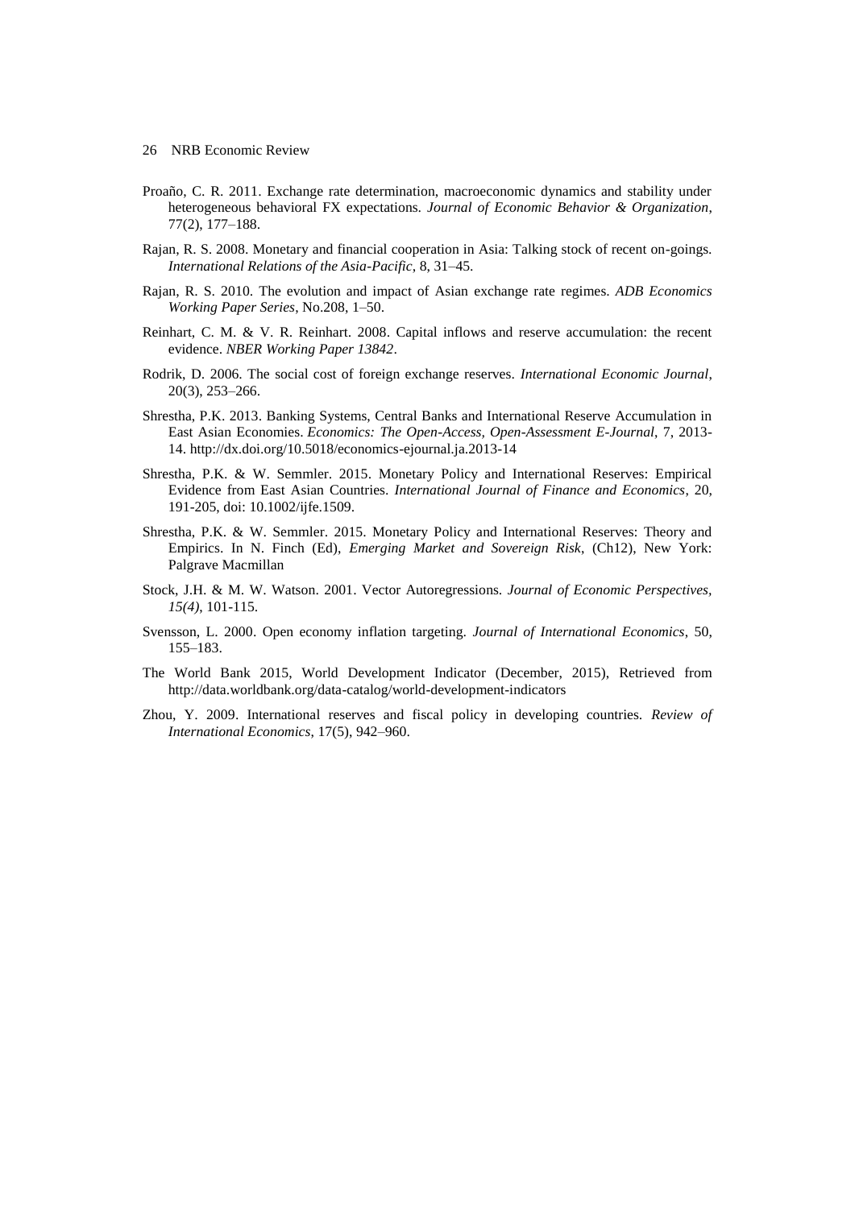Proaño, C. R. 2011. Exchange rate determination, macroeconomic dynamics and stability under heterogeneous behavioral FX expectations. *Journal of Economic Behavior & Organization*, 77(2), 177–188.

Rajan, R. S. 2008. Monetary and financial cooperation in Asia: Talking stock of recent on-goings. *International Relations of the Asia-Pacific*, 8, 31–45.

Rajan, R. S. 2010. The evolution and impact of Asian exchange rate regimes. *ADB Economics Working Paper Series*, No.208, 1–50.

Reinhart, C. M. & V. R. Reinhart. 2008. Capital inflows and reserve accumulation: the recent evidence. *NBER Working Paper 13842*.

Rodrik, D. 2006. The social cost of foreign exchange reserves. *International Economic Journal*, 20(3), 253–266.

Shrestha, P.K. 2013. Banking Systems, Central Banks and International Reserve Accumulation in East Asian Economies. *Economics: The Open-Access, Open-Assessment E-Journal*, 7, 2013-14. http://dx.doi.org/10.5018/economics-ejournal.ja.2013-14

Shrestha, P.K. & W. Semmler. 2015. Monetary Policy and International Reserves: Empirical Evidence from East Asian Countries. *International Journal of Finance and Economics*, 20, 191-205, doi: 10.1002/ijfe.1509.

Shrestha, P.K. & W. Semmler. 2015. Monetary Policy and International Reserves: Theory and Empirics. In N. Finch (Ed), *Emerging Market and Sovereign Risk*, (Ch12), New York: Palgrave Macmillan

Stock, J.H. & M. W. Watson. 2001. Vector Autoregressions. *Journal of Economic Perspectives, 15(4)*, 101-115.

Svensson, L. 2000. Open economy inflation targeting. *Journal of International Economics*, 50, 155–183.

The World Bank 2015, World Development Indicator (December, 2015), Retrieved from http://data.worldbank.org/data-catalog/world-development-indicators

Zhou, Y. 2009. International reserves and fiscal policy in developing countries. *Review of International Economics*, 17(5), 942–960.